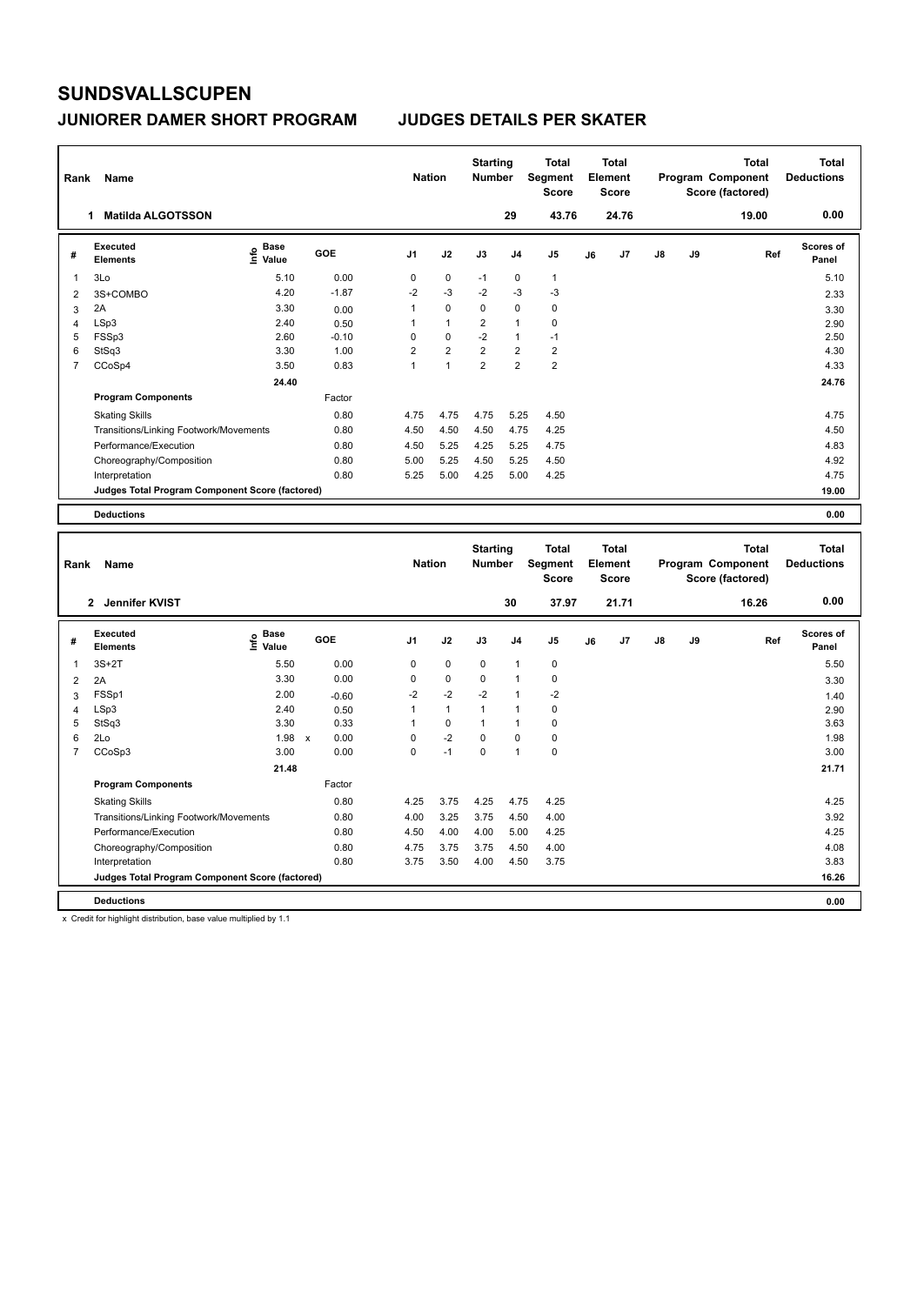# SUNDSVALLSCUPEN

## JUNIORER DAMER SHORT PROGRAM JUDGES DETAILS PER SKATER

| Rank | Name | Nation | Starting Number | Total Segment Score | Total Element Score | Total Program Component Score (factored) | Total Deductions |
|---|---|---|---|---|---|---|---|
| 1 | Matilda ALGOTSSON | | 29 | 43.76 | 24.76 | 19.00 | 0.00 |

| # | Executed Elements | Info | Base Value | GOE | J1 | J2 | J3 | J4 | J5 | J6 | J7 | J8 | J9 | Ref | Scores of Panel |
|---|---|---|---|---|---|---|---|---|---|---|---|---|---|---|---|
| 1 | 3Lo | | 5.10 | 0.00 | 0 | 0 | -1 | 0 | 1 | | | | | | 5.10 |
| 2 | 3S+COMBO | | 4.20 | -1.87 | -2 | -3 | -2 | -3 | -3 | | | | | | 2.33 |
| 3 | 2A | | 3.30 | 0.00 | 1 | 0 | 0 | 0 | 0 | | | | | | 3.30 |
| 4 | LSp3 | | 2.40 | 0.50 | 1 | 1 | 2 | 1 | 0 | | | | | | 2.90 |
| 5 | FSSp3 | | 2.60 | -0.10 | 0 | 0 | -2 | 1 | -1 | | | | | | 2.50 |
| 6 | StSq3 | | 3.30 | 1.00 | 2 | 2 | 2 | 2 | 2 | | | | | | 4.30 |
| 7 | CCoSp4 | | 3.50 | 0.83 | 1 | 1 | 2 | 2 | 2 | | | | | | 4.33 |
| | | | 24.40 | | | | | | | | | | | | 24.76 |
| | **Program Components** | | | Factor | | | | | | | | | | | |
| | Skating Skills | | | 0.80 | 4.75 | 4.75 | 4.75 | 5.25 | 4.50 | | | | | | 4.75 |
| | Transitions/Linking Footwork/Movements | | | 0.80 | 4.50 | 4.50 | 4.50 | 4.75 | 4.25 | | | | | | 4.50 |
| | Performance/Execution | | | 0.80 | 4.50 | 5.25 | 4.25 | 5.25 | 4.75 | | | | | | 4.83 |
| | Choreography/Composition | | | 0.80 | 5.00 | 5.25 | 4.50 | 5.25 | 4.50 | | | | | | 4.92 |
| | Interpretation | | | 0.80 | 5.25 | 5.00 | 4.25 | 5.00 | 4.25 | | | | | | 4.75 |
| | **Judges Total Program Component Score (factored)** | | | | | | | | | | | | | | 19.00 |
| | **Deductions** | | | | | | | | | | | | | | 0.00 |

| Rank | Name | Nation | Starting Number | Total Segment Score | Total Element Score | Total Program Component Score (factored) | Total Deductions |
|---|---|---|---|---|---|---|---|
| 2 | Jennifer KVIST | | 30 | 37.97 | 21.71 | 16.26 | 0.00 |

| # | Executed Elements | Info | Base Value | GOE | J1 | J2 | J3 | J4 | J5 | J6 | J7 | J8 | J9 | Ref | Scores of Panel |
|---|---|---|---|---|---|---|---|---|---|---|---|---|---|---|---|
| 1 | 3S+2T | | 5.50 | 0.00 | 0 | 0 | 0 | 1 | 0 | | | | | | 5.50 |
| 2 | 2A | | 3.30 | 0.00 | 0 | 0 | 0 | 1 | 0 | | | | | | 3.30 |
| 3 | FSSp1 | | 2.00 | -0.60 | -2 | -2 | -2 | 1 | -2 | | | | | | 1.40 |
| 4 | LSp3 | | 2.40 | 0.50 | 1 | 1 | 1 | 1 | 0 | | | | | | 2.90 |
| 5 | StSq3 | | 3.30 | 0.33 | 1 | 0 | 1 | 1 | 0 | | | | | | 3.63 |
| 6 | 2Lo | | 1.98 x | 0.00 | 0 | -2 | 0 | 0 | 0 | | | | | | 1.98 |
| 7 | CCoSp3 | | 3.00 | 0.00 | 0 | -1 | 0 | 1 | 0 | | | | | | 3.00 |
| | | | 21.48 | | | | | | | | | | | | 21.71 |
| | **Program Components** | | | Factor | | | | | | | | | | | |
| | Skating Skills | | | 0.80 | 4.25 | 3.75 | 4.25 | 4.75 | 4.25 | | | | | | 4.25 |
| | Transitions/Linking Footwork/Movements | | | 0.80 | 4.00 | 3.25 | 3.75 | 4.50 | 4.00 | | | | | | 3.92 |
| | Performance/Execution | | | 0.80 | 4.50 | 4.00 | 4.00 | 5.00 | 4.25 | | | | | | 4.25 |
| | Choreography/Composition | | | 0.80 | 4.75 | 3.75 | 3.75 | 4.50 | 4.00 | | | | | | 4.08 |
| | Interpretation | | | 0.80 | 3.75 | 3.50 | 4.00 | 4.50 | 3.75 | | | | | | 3.83 |
| | **Judges Total Program Component Score (factored)** | | | | | | | | | | | | | | 16.26 |
| | **Deductions** | | | | | | | | | | | | | | 0.00 |

x Credit for highlight distribution, base value multiplied by 1.1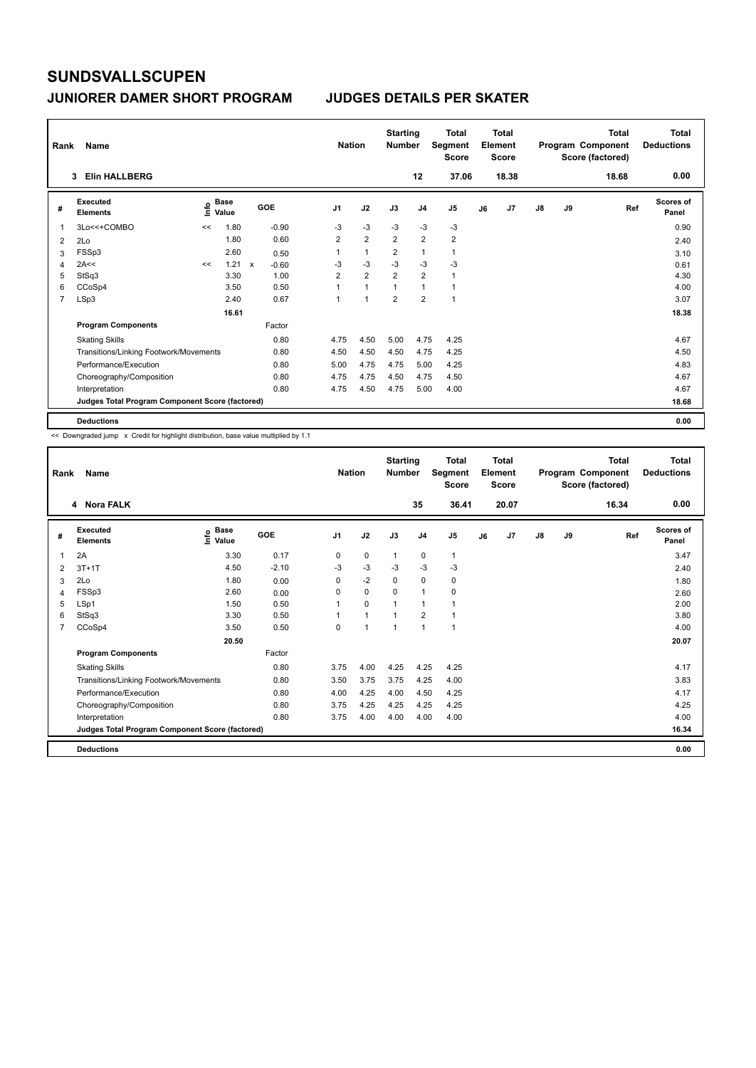# SUNDSVALLSCUPEN

## JUNIORER DAMER SHORT PROGRAM JUDGES DETAILS PER SKATER

| Rank | Name | Nation | Starting Number | Total Segment Score | Total Element Score | Total Program Component Score (factored) | Total Deductions |
|---|---|---|---|---|---|---|---|
| 3 | Elin HALLBERG | | 12 | 37.06 | 18.38 | 18.68 | 0.00 |

| # | Executed Elements | Info | Base Value | | GOE | J1 | J2 | J3 | J4 | J5 | J6 | J7 | J8 | J9 | Ref | Scores of Panel |
|---|---|---|---|---|---|---|---|---|---|---|---|---|---|---|---|---|
| 1 | 3Lo<<+COMBO | << | 1.80 | | -0.90 | -3 | -3 | -3 | -3 | -3 | | | | | | 0.90 |
| 2 | 2Lo | | 1.80 | | 0.60 | 2 | 2 | 2 | 2 | 2 | | | | | | 2.40 |
| 3 | FSSp3 | | 2.60 | | 0.50 | 1 | 1 | 2 | 1 | 1 | | | | | | 3.10 |
| 4 | 2A<< | << | 1.21 | x | -0.60 | -3 | -3 | -3 | -3 | -3 | | | | | | 0.61 |
| 5 | StSq3 | | 3.30 | | 1.00 | 2 | 2 | 2 | 2 | 1 | | | | | | 4.30 |
| 6 | CCoSp4 | | 3.50 | | 0.50 | 1 | 1 | 1 | 1 | 1 | | | | | | 4.00 |
| 7 | LSp3 | | 2.40 | | 0.67 | 1 | 1 | 2 | 2 | 1 | | | | | | 3.07 |
| | | | 16.61 | | | | | | | | | | | | | 18.38 |
| | **Program Components** | | | | Factor | | | | | | | | | | | |
| | Skating Skills | | | | 0.80 | 4.75 | 4.50 | 5.00 | 4.75 | 4.25 | | | | | | 4.67 |
| | Transitions/Linking Footwork/Movements | | | | 0.80 | 4.50 | 4.50 | 4.50 | 4.75 | 4.25 | | | | | | 4.50 |
| | Performance/Execution | | | | 0.80 | 5.00 | 4.75 | 4.75 | 5.00 | 4.25 | | | | | | 4.83 |
| | Choreography/Composition | | | | 0.80 | 4.75 | 4.75 | 4.50 | 4.75 | 4.50 | | | | | | 4.67 |
| | Interpretation | | | | 0.80 | 4.75 | 4.50 | 4.75 | 5.00 | 4.00 | | | | | | 4.67 |
| | **Judges Total Program Component Score (factored)** | | | | | | | | | | | | | | | 18.68 |
| | **Deductions** | | | | | | | | | | | | | | | 0.00 |

<< Downgraded jump x Credit for highlight distribution, base value multiplied by 1.1

| Rank | Name | Nation | Starting Number | Total Segment Score | Total Element Score | Total Program Component Score (factored) | Total Deductions |
|---|---|---|---|---|---|---|---|
| 4 | Nora FALK | | 35 | 36.41 | 20.07 | 16.34 | 0.00 |

| # | Executed Elements | Info | Base Value | GOE | J1 | J2 | J3 | J4 | J5 | J6 | J7 | J8 | J9 | Ref | Scores of Panel |
|---|---|---|---|---|---|---|---|---|---|---|---|---|---|---|---|
| 1 | 2A | | 3.30 | 0.17 | 0 | 0 | 1 | 0 | 1 | | | | | | 3.47 |
| 2 | 3T+1T | | 4.50 | -2.10 | -3 | -3 | -3 | -3 | -3 | | | | | | 2.40 |
| 3 | 2Lo | | 1.80 | 0.00 | 0 | -2 | 0 | 0 | 0 | | | | | | 1.80 |
| 4 | FSSp3 | | 2.60 | 0.00 | 0 | 0 | 0 | 1 | 0 | | | | | | 2.60 |
| 5 | LSp1 | | 1.50 | 0.50 | 1 | 0 | 1 | 1 | 1 | | | | | | 2.00 |
| 6 | StSq3 | | 3.30 | 0.50 | 1 | 1 | 1 | 2 | 1 | | | | | | 3.80 |
| 7 | CCoSp4 | | 3.50 | 0.50 | 0 | 1 | 1 | 1 | 1 | | | | | | 4.00 |
| | | | 20.50 | | | | | | | | | | | | 20.07 |
| | **Program Components** | | | Factor | | | | | | | | | | | |
| | Skating Skills | | | 0.80 | 3.75 | 4.00 | 4.25 | 4.25 | 4.25 | | | | | | 4.17 |
| | Transitions/Linking Footwork/Movements | | | 0.80 | 3.50 | 3.75 | 3.75 | 4.25 | 4.00 | | | | | | 3.83 |
| | Performance/Execution | | | 0.80 | 4.00 | 4.25 | 4.00 | 4.50 | 4.25 | | | | | | 4.17 |
| | Choreography/Composition | | | 0.80 | 3.75 | 4.25 | 4.25 | 4.25 | 4.25 | | | | | | 4.25 |
| | Interpretation | | | 0.80 | 3.75 | 4.00 | 4.00 | 4.00 | 4.00 | | | | | | 4.00 |
| | **Judges Total Program Component Score (factored)** | | | | | | | | | | | | | | 16.34 |
| | **Deductions** | | | | | | | | | | | | | | 0.00 |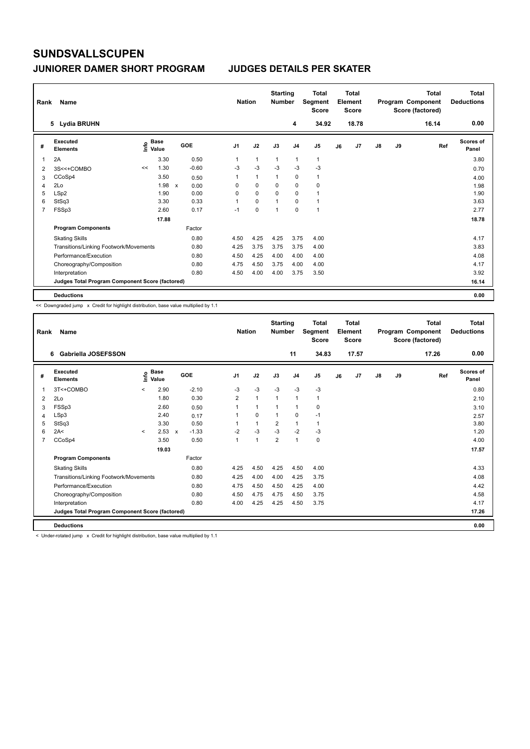# SUNDSVALLSCUPEN

## JUNIORER DAMER SHORT PROGRAM JUDGES DETAILS PER SKATER

| Rank | Name | Nation | Starting Number | Total Segment Score | Total Element Score | Total Program Component Score (factored) | Total Deductions |
|---|---|---|---|---|---|---|---|
| 5 | Lydia BRUHN | | 4 | 34.92 | 18.78 | 16.14 | 0.00 |

| # | Executed Elements | Info | Base Value | | GOE | J1 | J2 | J3 | J4 | J5 | J6 | J7 | J8 | J9 | Ref | Scores of Panel |
|---|---|---|---|---|---|---|---|---|---|---|---|---|---|---|---|---|
| 1 | 2A | | 3.30 | | 0.50 | 1 | 1 | 1 | 1 | 1 | | | | | | 3.80 |
| 2 | 3S<<+COMBO | << | 1.30 | | -0.60 | -3 | -3 | -3 | -3 | -3 | | | | | | 0.70 |
| 3 | CCoSp4 | | 3.50 | | 0.50 | 1 | 1 | 1 | 0 | 1 | | | | | | 4.00 |
| 4 | 2Lo | | 1.98 | x | 0.00 | 0 | 0 | 0 | 0 | 0 | | | | | | 1.98 |
| 5 | LSp2 | | 1.90 | | 0.00 | 0 | 0 | 0 | 0 | 1 | | | | | | 1.90 |
| 6 | StSq3 | | 3.30 | | 0.33 | 1 | 0 | 1 | 0 | 1 | | | | | | 3.63 |
| 7 | FSSp3 | | 2.60 | | 0.17 | -1 | 0 | 1 | 0 | 1 | | | | | | 2.77 |
| | | | 17.88 | | | | | | | | | | | | | 18.78 |
| | **Program Components** | | | | Factor | | | | | | | | | | | |
| | Skating Skills | | | | 0.80 | 4.50 | 4.25 | 4.25 | 3.75 | 4.00 | | | | | | 4.17 |
| | Transitions/Linking Footwork/Movements | | | | 0.80 | 4.25 | 3.75 | 3.75 | 3.75 | 4.00 | | | | | | 3.83 |
| | Performance/Execution | | | | 0.80 | 4.50 | 4.25 | 4.00 | 4.00 | 4.00 | | | | | | 4.08 |
| | Choreography/Composition | | | | 0.80 | 4.75 | 4.50 | 3.75 | 4.00 | 4.00 | | | | | | 4.17 |
| | Interpretation | | | | 0.80 | 4.50 | 4.00 | 4.00 | 3.75 | 3.50 | | | | | | 3.92 |
| | **Judges Total Program Component Score (factored)** | | | | | | | | | | | | | | | 16.14 |
| | **Deductions** | | | | | | | | | | | | | | | 0.00 |

<< Downgraded jump x Credit for highlight distribution, base value multiplied by 1.1

| Rank | Name | Nation | Starting Number | Total Segment Score | Total Element Score | Total Program Component Score (factored) | Total Deductions |
|---|---|---|---|---|---|---|---|
| 6 | Gabriella JOSEFSSON | | 11 | 34.83 | 17.57 | 17.26 | 0.00 |

| # | Executed Elements | Info | Base Value | | GOE | J1 | J2 | J3 | J4 | J5 | J6 | J7 | J8 | J9 | Ref | Scores of Panel |
|---|---|---|---|---|---|---|---|---|---|---|---|---|---|---|---|---|
| 1 | 3T<+COMBO | < | 2.90 | | -2.10 | -3 | -3 | -3 | -3 | -3 | | | | | | 0.80 |
| 2 | 2Lo | | 1.80 | | 0.30 | 2 | 1 | 1 | 1 | 1 | | | | | | 2.10 |
| 3 | FSSp3 | | 2.60 | | 0.50 | 1 | 1 | 1 | 1 | 0 | | | | | | 3.10 |
| 4 | LSp3 | | 2.40 | | 0.17 | 1 | 0 | 1 | 0 | -1 | | | | | | 2.57 |
| 5 | StSq3 | | 3.30 | | 0.50 | 1 | 1 | 2 | 1 | 1 | | | | | | 3.80 |
| 6 | 2A< | < | 2.53 | x | -1.33 | -2 | -3 | -3 | -2 | -3 | | | | | | 1.20 |
| 7 | CCoSp4 | | 3.50 | | 0.50 | 1 | 1 | 2 | 1 | 0 | | | | | | 4.00 |
| | | | 19.03 | | | | | | | | | | | | | 17.57 |
| | **Program Components** | | | | Factor | | | | | | | | | | | |
| | Skating Skills | | | | 0.80 | 4.25 | 4.50 | 4.25 | 4.50 | 4.00 | | | | | | 4.33 |
| | Transitions/Linking Footwork/Movements | | | | 0.80 | 4.25 | 4.00 | 4.00 | 4.25 | 3.75 | | | | | | 4.08 |
| | Performance/Execution | | | | 0.80 | 4.75 | 4.50 | 4.50 | 4.25 | 4.00 | | | | | | 4.42 |
| | Choreography/Composition | | | | 0.80 | 4.50 | 4.75 | 4.75 | 4.50 | 3.75 | | | | | | 4.58 |
| | Interpretation | | | | 0.80 | 4.00 | 4.25 | 4.25 | 4.50 | 3.75 | | | | | | 4.17 |
| | **Judges Total Program Component Score (factored)** | | | | | | | | | | | | | | | 17.26 |
| | **Deductions** | | | | | | | | | | | | | | | 0.00 |

< Under-rotated jump x Credit for highlight distribution, base value multiplied by 1.1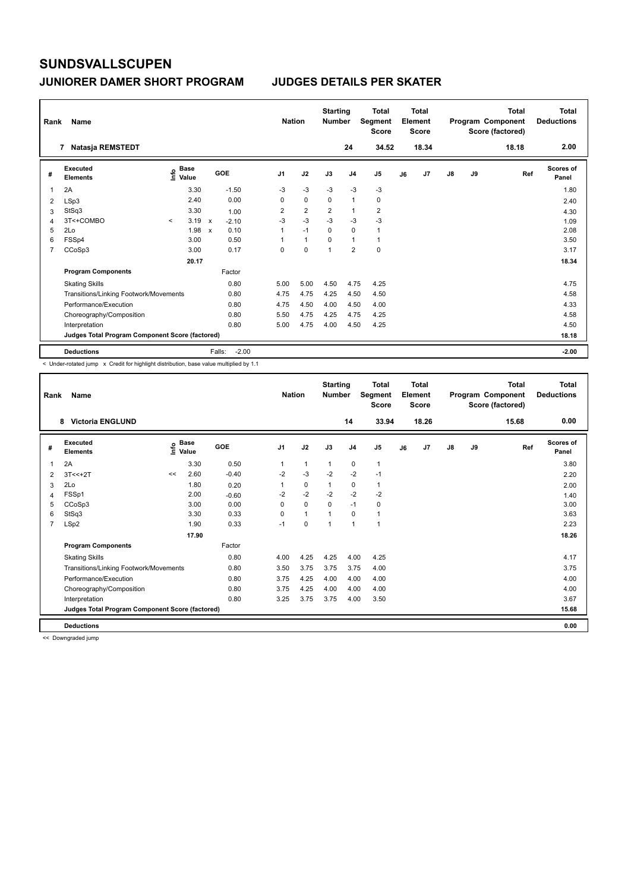# SUNDSVALLSCUPEN

## JUNIORER DAMER SHORT PROGRAM — JUDGES DETAILS PER SKATER

| Rank | Name | Nation | Starting Number | Total Segment Score | Total Element Score | Total Program Component Score (factored) | Total Deductions |
|---|---|---|---|---|---|---|---|
| 7 | Natasja REMSTEDT | | 24 | 34.52 | 18.34 | 18.18 | 2.00 |

| # | Executed Elements | Info | Base Value | | GOE | J1 | J2 | J3 | J4 | J5 | J6 | J7 | J8 | J9 | Ref | Scores of Panel |
|---|---|---|---|---|---|---|---|---|---|---|---|---|---|---|---|---|
| 1 | 2A | | 3.30 | | -1.50 | -3 | -3 | -3 | -3 | -3 | | | | | | 1.80 |
| 2 | LSp3 | | 2.40 | | 0.00 | 0 | 0 | 0 | 1 | 0 | | | | | | 2.40 |
| 3 | StSq3 | | 3.30 | | 1.00 | 2 | 2 | 2 | 1 | 2 | | | | | | 4.30 |
| 4 | 3T<+COMBO | < | 3.19 | x | -2.10 | -3 | -3 | -3 | -3 | -3 | | | | | | 1.09 |
| 5 | 2Lo | | 1.98 | x | 0.10 | 1 | -1 | 0 | 0 | 1 | | | | | | 2.08 |
| 6 | FSSp4 | | 3.00 | | 0.50 | 1 | 1 | 0 | 1 | 1 | | | | | | 3.50 |
| 7 | CCoSp3 | | 3.00 | | 0.17 | 0 | 0 | 1 | 2 | 0 | | | | | | 3.17 |
| | | | 20.17 | | | | | | | | | | | | | 18.34 |
| | **Program Components** | | | | Factor | | | | | | | | | | | |
| | Skating Skills | | | | 0.80 | 5.00 | 5.00 | 4.50 | 4.75 | 4.25 | | | | | | 4.75 |
| | Transitions/Linking Footwork/Movements | | | | 0.80 | 4.75 | 4.75 | 4.25 | 4.50 | 4.50 | | | | | | 4.58 |
| | Performance/Execution | | | | 0.80 | 4.75 | 4.50 | 4.00 | 4.50 | 4.00 | | | | | | 4.33 |
| | Choreography/Composition | | | | 0.80 | 5.50 | 4.75 | 4.25 | 4.75 | 4.25 | | | | | | 4.58 |
| | Interpretation | | | | 0.80 | 5.00 | 4.75 | 4.00 | 4.50 | 4.25 | | | | | | 4.50 |
| | **Judges Total Program Component Score (factored)** | | | | | | | | | | | | | | | 18.18 |
| | **Deductions** | | | Falls: | -2.00 | | | | | | | | | | | -2.00 |

< Under-rotated jump x Credit for highlight distribution, base value multiplied by 1.1

| Rank | Name | Nation | Starting Number | Total Segment Score | Total Element Score | Total Program Component Score (factored) | Total Deductions |
|---|---|---|---|---|---|---|---|
| 8 | Victoria ENGLUND | | 14 | 33.94 | 18.26 | 15.68 | 0.00 |

| # | Executed Elements | Info | Base Value | GOE | J1 | J2 | J3 | J4 | J5 | J6 | J7 | J8 | J9 | Ref | Scores of Panel |
|---|---|---|---|---|---|---|---|---|---|---|---|---|---|---|---|
| 1 | 2A | | 3.30 | 0.50 | 1 | 1 | 1 | 0 | 1 | | | | | | 3.80 |
| 2 | 3T<<+2T | << | 2.60 | -0.40 | -2 | -3 | -2 | -2 | -1 | | | | | | 2.20 |
| 3 | 2Lo | | 1.80 | 0.20 | 1 | 0 | 1 | 0 | 1 | | | | | | 2.00 |
| 4 | FSSp1 | | 2.00 | -0.60 | -2 | -2 | -2 | -2 | -2 | | | | | | 1.40 |
| 5 | CCoSp3 | | 3.00 | 0.00 | 0 | 0 | 0 | -1 | 0 | | | | | | 3.00 |
| 6 | StSq3 | | 3.30 | 0.33 | 0 | 1 | 1 | 0 | 1 | | | | | | 3.63 |
| 7 | LSp2 | | 1.90 | 0.33 | -1 | 0 | 1 | 1 | 1 | | | | | | 2.23 |
| | | | 17.90 | | | | | | | | | | | | 18.26 |
| | **Program Components** | | | Factor | | | | | | | | | | | |
| | Skating Skills | | | 0.80 | 4.00 | 4.25 | 4.25 | 4.00 | 4.25 | | | | | | 4.17 |
| | Transitions/Linking Footwork/Movements | | | 0.80 | 3.50 | 3.75 | 3.75 | 3.75 | 4.00 | | | | | | 3.75 |
| | Performance/Execution | | | 0.80 | 3.75 | 4.25 | 4.00 | 4.00 | 4.00 | | | | | | 4.00 |
| | Choreography/Composition | | | 0.80 | 3.75 | 4.25 | 4.00 | 4.00 | 4.00 | | | | | | 4.00 |
| | Interpretation | | | 0.80 | 3.25 | 3.75 | 3.75 | 4.00 | 3.50 | | | | | | 3.67 |
| | **Judges Total Program Component Score (factored)** | | | | | | | | | | | | | | 15.68 |
| | **Deductions** | | | | | | | | | | | | | | 0.00 |

<< Downgraded jump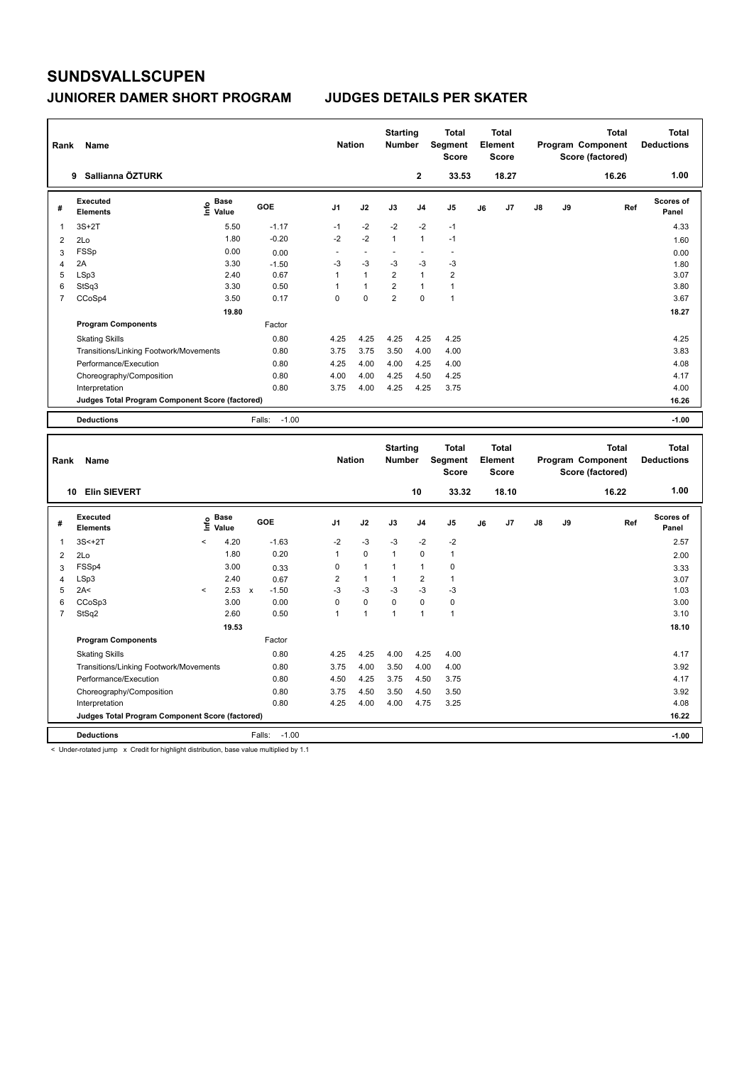# SUNDSVALLSCUPEN

## JUNIORER DAMER SHORT PROGRAM JUDGES DETAILS PER SKATER

| Rank | Name | Nation | Starting Number | Total Segment Score | Total Element Score | Total Program Component Score (factored) | Total Deductions |
|---|---|---|---|---|---|---|---|
| 9 | Sallianna ÖZTURK | | 2 | 33.53 | 18.27 | 16.26 | 1.00 |

| # | Executed Elements | Info | Base Value | | GOE | J1 | J2 | J3 | J4 | J5 | J6 | J7 | J8 | J9 | Ref | Scores of Panel |
|---|---|---|---|---|---|---|---|---|---|---|---|---|---|---|---|---|
| 1 | 3S+2T | | 5.50 | | -1.17 | -1 | -2 | -2 | -2 | -1 | | | | | | 4.33 |
| 2 | 2Lo | | 1.80 | | -0.20 | -2 | -2 | 1 | 1 | -1 | | | | | | 1.60 |
| 3 | FSSp | | 0.00 | | 0.00 | - | - | - | - | - | | | | | | 0.00 |
| 4 | 2A | | 3.30 | | -1.50 | -3 | -3 | -3 | -3 | -3 | | | | | | 1.80 |
| 5 | LSp3 | | 2.40 | | 0.67 | 1 | 1 | 2 | 1 | 2 | | | | | | 3.07 |
| 6 | StSq3 | | 3.30 | | 0.50 | 1 | 1 | 2 | 1 | 1 | | | | | | 3.80 |
| 7 | CCoSp4 | | 3.50 | | 0.17 | 0 | 0 | 2 | 0 | 1 | | | | | | 3.67 |
| | | | 19.80 | | | | | | | | | | | | | 18.27 |
| | **Program Components** | | | | Factor | | | | | | | | | | | |
| | Skating Skills | | | | 0.80 | 4.25 | 4.25 | 4.25 | 4.25 | 4.25 | | | | | | 4.25 |
| | Transitions/Linking Footwork/Movements | | | | 0.80 | 3.75 | 3.75 | 3.50 | 4.00 | 4.00 | | | | | | 3.83 |
| | Performance/Execution | | | | 0.80 | 4.25 | 4.00 | 4.00 | 4.25 | 4.00 | | | | | | 4.08 |
| | Choreography/Composition | | | | 0.80 | 4.00 | 4.00 | 4.25 | 4.50 | 4.25 | | | | | | 4.17 |
| | Interpretation | | | | 0.80 | 3.75 | 4.00 | 4.25 | 4.25 | 3.75 | | | | | | 4.00 |
| | **Judges Total Program Component Score (factored)** | | | | | | | | | | | | | | | 16.26 |
| | **Deductions** | | | | Falls: -1.00 | | | | | | | | | | | -1.00 |

| Rank | Name | Nation | Starting Number | Total Segment Score | Total Element Score | Total Program Component Score (factored) | Total Deductions |
|---|---|---|---|---|---|---|---|
| 10 | Elin SIEVERT | | 10 | 33.32 | 18.10 | 16.22 | 1.00 |

| # | Executed Elements | Info | Base Value | | GOE | J1 | J2 | J3 | J4 | J5 | J6 | J7 | J8 | J9 | Ref | Scores of Panel |
|---|---|---|---|---|---|---|---|---|---|---|---|---|---|---|---|---|
| 1 | 3S<+2T | < | 4.20 | | -1.63 | -2 | -3 | -3 | -2 | -2 | | | | | | 2.57 |
| 2 | 2Lo | | 1.80 | | 0.20 | 1 | 0 | 1 | 0 | 1 | | | | | | 2.00 |
| 3 | FSSp4 | | 3.00 | | 0.33 | 0 | 1 | 1 | 1 | 0 | | | | | | 3.33 |
| 4 | LSp3 | | 2.40 | | 0.67 | 2 | 1 | 1 | 2 | 1 | | | | | | 3.07 |
| 5 | 2A< | < | 2.53 | x | -1.50 | -3 | -3 | -3 | -3 | -3 | | | | | | 1.03 |
| 6 | CCoSp3 | | 3.00 | | 0.00 | 0 | 0 | 0 | 0 | 0 | | | | | | 3.00 |
| 7 | StSq2 | | 2.60 | | 0.50 | 1 | 1 | 1 | 1 | 1 | | | | | | 3.10 |
| | | | 19.53 | | | | | | | | | | | | | 18.10 |
| | **Program Components** | | | | Factor | | | | | | | | | | | |
| | Skating Skills | | | | 0.80 | 4.25 | 4.25 | 4.00 | 4.25 | 4.00 | | | | | | 4.17 |
| | Transitions/Linking Footwork/Movements | | | | 0.80 | 3.75 | 4.00 | 3.50 | 4.00 | 4.00 | | | | | | 3.92 |
| | Performance/Execution | | | | 0.80 | 4.50 | 4.25 | 3.75 | 4.50 | 3.75 | | | | | | 4.17 |
| | Choreography/Composition | | | | 0.80 | 3.75 | 4.50 | 3.50 | 4.50 | 3.50 | | | | | | 3.92 |
| | Interpretation | | | | 0.80 | 4.25 | 4.00 | 4.00 | 4.75 | 3.25 | | | | | | 4.08 |
| | **Judges Total Program Component Score (factored)** | | | | | | | | | | | | | | | 16.22 |
| | **Deductions** | | | | Falls: -1.00 | | | | | | | | | | | -1.00 |

< Under-rotated jump x Credit for highlight distribution, base value multiplied by 1.1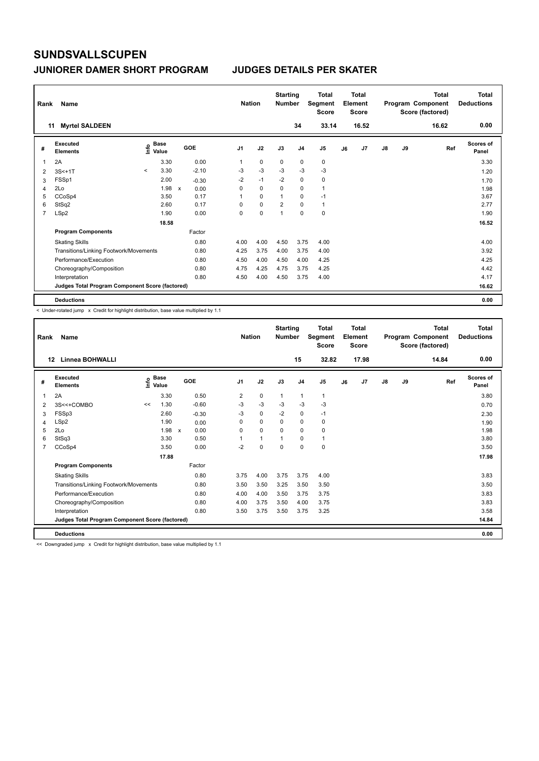# SUNDSVALLSCUPEN

## JUNIORER DAMER SHORT PROGRAM JUDGES DETAILS PER SKATER

| Rank | Name | Nation | Starting Number | Total Segment Score | Total Element Score | Total Program Component Score (factored) | Total Deductions |
|---|---|---|---|---|---|---|---|
| 11 | Myrtel SALDEEN | | 34 | 33.14 | 16.52 | 16.62 | 0.00 |

| # | Executed Elements | Info | Base Value | | GOE | J1 | J2 | J3 | J4 | J5 | J6 | J7 | J8 | J9 | Ref | Scores of Panel |
|---|---|---|---|---|---|---|---|---|---|---|---|---|---|---|---|---|
| 1 | 2A | | 3.30 | | 0.00 | 1 | 0 | 0 | 0 | 0 | | | | | | 3.30 |
| 2 | 3S<+1T | < | 3.30 | | -2.10 | -3 | -3 | -3 | -3 | -3 | | | | | | 1.20 |
| 3 | FSSp1 | | 2.00 | | -0.30 | -2 | -1 | -2 | 0 | 0 | | | | | | 1.70 |
| 4 | 2Lo | | 1.98 | x | 0.00 | 0 | 0 | 0 | 0 | 1 | | | | | | 1.98 |
| 5 | CCoSp4 | | 3.50 | | 0.17 | 1 | 0 | 1 | 0 | -1 | | | | | | 3.67 |
| 6 | StSq2 | | 2.60 | | 0.17 | 0 | 0 | 2 | 0 | 1 | | | | | | 2.77 |
| 7 | LSp2 | | 1.90 | | 0.00 | 0 | 0 | 1 | 0 | 0 | | | | | | 1.90 |
| | | | 18.58 | | | | | | | | | | | | | 16.52 |
| | **Program Components** | | | | Factor | | | | | | | | | | | |
| | Skating Skills | | | | 0.80 | 4.00 | 4.00 | 4.50 | 3.75 | 4.00 | | | | | | 4.00 |
| | Transitions/Linking Footwork/Movements | | | | 0.80 | 4.25 | 3.75 | 4.00 | 3.75 | 4.00 | | | | | | 3.92 |
| | Performance/Execution | | | | 0.80 | 4.50 | 4.00 | 4.50 | 4.00 | 4.25 | | | | | | 4.25 |
| | Choreography/Composition | | | | 0.80 | 4.75 | 4.25 | 4.75 | 3.75 | 4.25 | | | | | | 4.42 |
| | Interpretation | | | | 0.80 | 4.50 | 4.00 | 4.50 | 3.75 | 4.00 | | | | | | 4.17 |
| | **Judges Total Program Component Score (factored)** | | | | | | | | | | | | | | | 16.62 |
| | **Deductions** | | | | | | | | | | | | | | | 0.00 |

< Under-rotated jump x Credit for highlight distribution, base value multiplied by 1.1

| Rank | Name | Nation | Starting Number | Total Segment Score | Total Element Score | Total Program Component Score (factored) | Total Deductions |
|---|---|---|---|---|---|---|---|
| 12 | Linnea BOHWALLI | | 15 | 32.82 | 17.98 | 14.84 | 0.00 |

| # | Executed Elements | Info | Base Value | | GOE | J1 | J2 | J3 | J4 | J5 | J6 | J7 | J8 | J9 | Ref | Scores of Panel |
|---|---|---|---|---|---|---|---|---|---|---|---|---|---|---|---|---|
| 1 | 2A | | 3.30 | | 0.50 | 2 | 0 | 1 | 1 | 1 | | | | | | 3.80 |
| 2 | 3S<<+COMBO | << | 1.30 | | -0.60 | -3 | -3 | -3 | -3 | -3 | | | | | | 0.70 |
| 3 | FSSp3 | | 2.60 | | -0.30 | -3 | 0 | -2 | 0 | -1 | | | | | | 2.30 |
| 4 | LSp2 | | 1.90 | | 0.00 | 0 | 0 | 0 | 0 | 0 | | | | | | 1.90 |
| 5 | 2Lo | | 1.98 | x | 0.00 | 0 | 0 | 0 | 0 | 0 | | | | | | 1.98 |
| 6 | StSq3 | | 3.30 | | 0.50 | 1 | 1 | 1 | 0 | 1 | | | | | | 3.80 |
| 7 | CCoSp4 | | 3.50 | | 0.00 | -2 | 0 | 0 | 0 | 0 | | | | | | 3.50 |
| | | | 17.88 | | | | | | | | | | | | | 17.98 |
| | **Program Components** | | | | Factor | | | | | | | | | | | |
| | Skating Skills | | | | 0.80 | 3.75 | 4.00 | 3.75 | 3.75 | 4.00 | | | | | | 3.83 |
| | Transitions/Linking Footwork/Movements | | | | 0.80 | 3.50 | 3.50 | 3.25 | 3.50 | 3.50 | | | | | | 3.50 |
| | Performance/Execution | | | | 0.80 | 4.00 | 4.00 | 3.50 | 3.75 | 3.75 | | | | | | 3.83 |
| | Choreography/Composition | | | | 0.80 | 4.00 | 3.75 | 3.50 | 4.00 | 3.75 | | | | | | 3.83 |
| | Interpretation | | | | 0.80 | 3.50 | 3.75 | 3.50 | 3.75 | 3.25 | | | | | | 3.58 |
| | **Judges Total Program Component Score (factored)** | | | | | | | | | | | | | | | 14.84 |
| | **Deductions** | | | | | | | | | | | | | | | 0.00 |

<< Downgraded jump x Credit for highlight distribution, base value multiplied by 1.1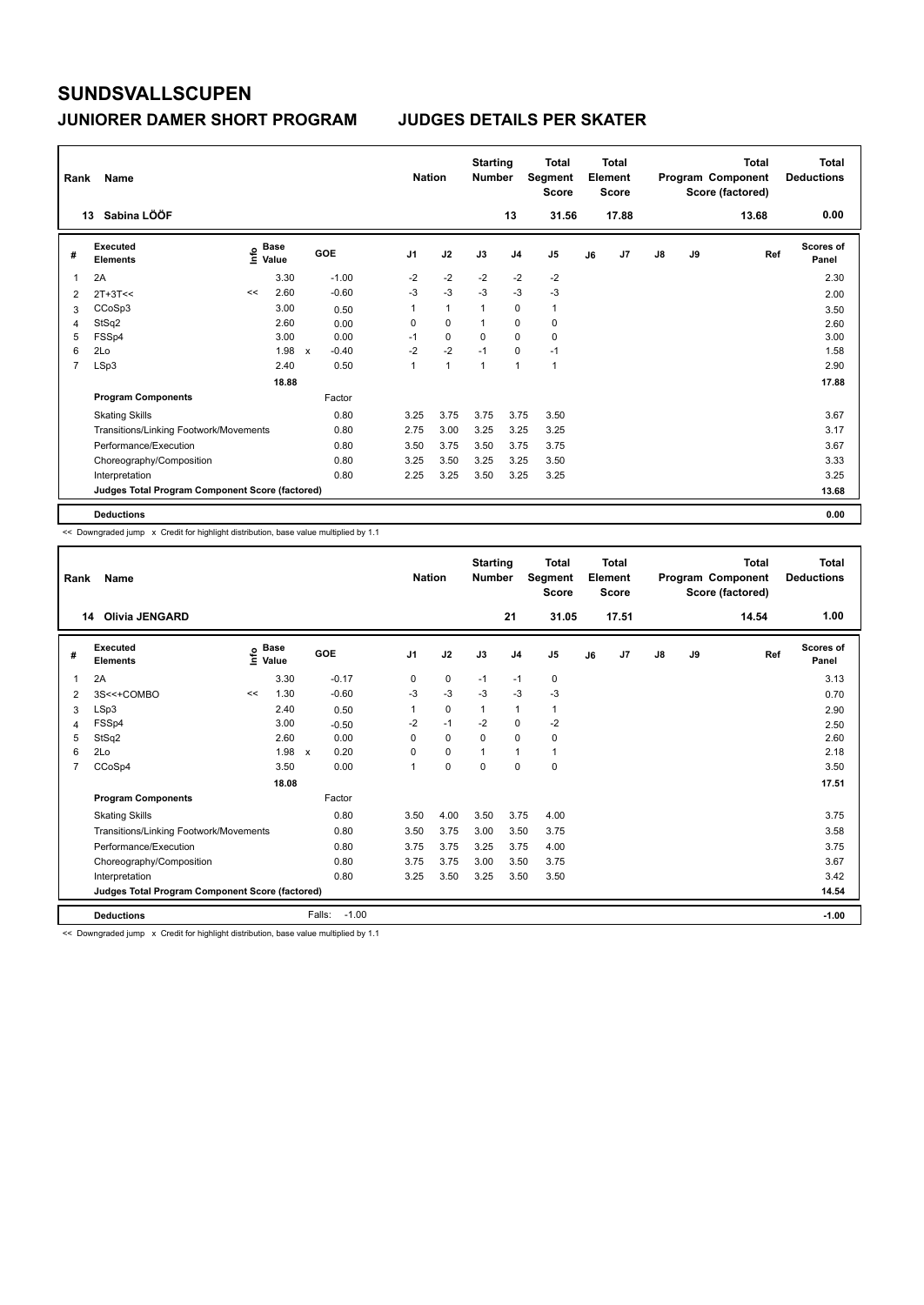# SUNDSVALLSCUPEN

## JUNIORER DAMER SHORT PROGRAM JUDGES DETAILS PER SKATER

| Rank | Name | Nation | Starting Number | Total Segment Score | Total Element Score | Total Program Component Score (factored) | Total Deductions |
|---|---|---|---|---|---|---|---|
| 13 | Sabina LÖÖF | | 13 | 31.56 | 17.88 | 13.68 | 0.00 |

| # | Executed Elements | Info | Base Value | | GOE | J1 | J2 | J3 | J4 | J5 | J6 | J7 | J8 | J9 | Ref | Scores of Panel |
|---|---|---|---|---|---|---|---|---|---|---|---|---|---|---|---|---|
| 1 | 2A | | 3.30 | | -1.00 | -2 | -2 | -2 | -2 | -2 | | | | | | 2.30 |
| 2 | 2T+3T<< | << | 2.60 | | -0.60 | -3 | -3 | -3 | -3 | -3 | | | | | | 2.00 |
| 3 | CCoSp3 | | 3.00 | | 0.50 | 1 | 1 | 1 | 0 | 1 | | | | | | 3.50 |
| 4 | StSq2 | | 2.60 | | 0.00 | 0 | 0 | 1 | 0 | 0 | | | | | | 2.60 |
| 5 | FSSp4 | | 3.00 | | 0.00 | -1 | 0 | 0 | 0 | 0 | | | | | | 3.00 |
| 6 | 2Lo | | 1.98 | x | -0.40 | -2 | -2 | -1 | 0 | -1 | | | | | | 1.58 |
| 7 | LSp3 | | 2.40 | | 0.50 | 1 | 1 | 1 | 1 | 1 | | | | | | 2.90 |
| | | | 18.88 | | | | | | | | | | | | | 17.88 |
| | **Program Components** | | | | Factor | | | | | | | | | | | |
| | Skating Skills | | | | 0.80 | 3.25 | 3.75 | 3.75 | 3.75 | 3.50 | | | | | | 3.67 |
| | Transitions/Linking Footwork/Movements | | | | 0.80 | 2.75 | 3.00 | 3.25 | 3.25 | 3.25 | | | | | | 3.17 |
| | Performance/Execution | | | | 0.80 | 3.50 | 3.75 | 3.50 | 3.75 | 3.75 | | | | | | 3.67 |
| | Choreography/Composition | | | | 0.80 | 3.25 | 3.50 | 3.25 | 3.25 | 3.50 | | | | | | 3.33 |
| | Interpretation | | | | 0.80 | 2.25 | 3.25 | 3.50 | 3.25 | 3.25 | | | | | | 3.25 |
| | **Judges Total Program Component Score (factored)** | | | | | | | | | | | | | | | 13.68 |
| | **Deductions** | | | | | | | | | | | | | | | 0.00 |

<< Downgraded jump x Credit for highlight distribution, base value multiplied by 1.1

| Rank | Name | Nation | Starting Number | Total Segment Score | Total Element Score | Total Program Component Score (factored) | Total Deductions |
|---|---|---|---|---|---|---|---|
| 14 | Olivia JENGARD | | 21 | 31.05 | 17.51 | 14.54 | 1.00 |

| # | Executed Elements | Info | Base Value | | GOE | J1 | J2 | J3 | J4 | J5 | J6 | J7 | J8 | J9 | Ref | Scores of Panel |
|---|---|---|---|---|---|---|---|---|---|---|---|---|---|---|---|---|
| 1 | 2A | | 3.30 | | -0.17 | 0 | 0 | -1 | -1 | 0 | | | | | | 3.13 |
| 2 | 3S<<+COMBO | << | 1.30 | | -0.60 | -3 | -3 | -3 | -3 | -3 | | | | | | 0.70 |
| 3 | LSp3 | | 2.40 | | 0.50 | 1 | 0 | 1 | 1 | 1 | | | | | | 2.90 |
| 4 | FSSp4 | | 3.00 | | -0.50 | -2 | -1 | -2 | 0 | -2 | | | | | | 2.50 |
| 5 | StSq2 | | 2.60 | | 0.00 | 0 | 0 | 0 | 0 | 0 | | | | | | 2.60 |
| 6 | 2Lo | | 1.98 | x | 0.20 | 0 | 0 | 1 | 1 | 1 | | | | | | 2.18 |
| 7 | CCoSp4 | | 3.50 | | 0.00 | 1 | 0 | 0 | 0 | 0 | | | | | | 3.50 |
| | | | 18.08 | | | | | | | | | | | | | 17.51 |
| | **Program Components** | | | | Factor | | | | | | | | | | | |
| | Skating Skills | | | | 0.80 | 3.50 | 4.00 | 3.50 | 3.75 | 4.00 | | | | | | 3.75 |
| | Transitions/Linking Footwork/Movements | | | | 0.80 | 3.50 | 3.75 | 3.00 | 3.50 | 3.75 | | | | | | 3.58 |
| | Performance/Execution | | | | 0.80 | 3.75 | 3.75 | 3.25 | 3.75 | 4.00 | | | | | | 3.75 |
| | Choreography/Composition | | | | 0.80 | 3.75 | 3.75 | 3.00 | 3.50 | 3.75 | | | | | | 3.67 |
| | Interpretation | | | | 0.80 | 3.25 | 3.50 | 3.25 | 3.50 | 3.50 | | | | | | 3.42 |
| | **Judges Total Program Component Score (factored)** | | | | | | | | | | | | | | | 14.54 |
| | **Deductions** | | | | Falls: -1.00 | | | | | | | | | | | -1.00 |

<< Downgraded jump x Credit for highlight distribution, base value multiplied by 1.1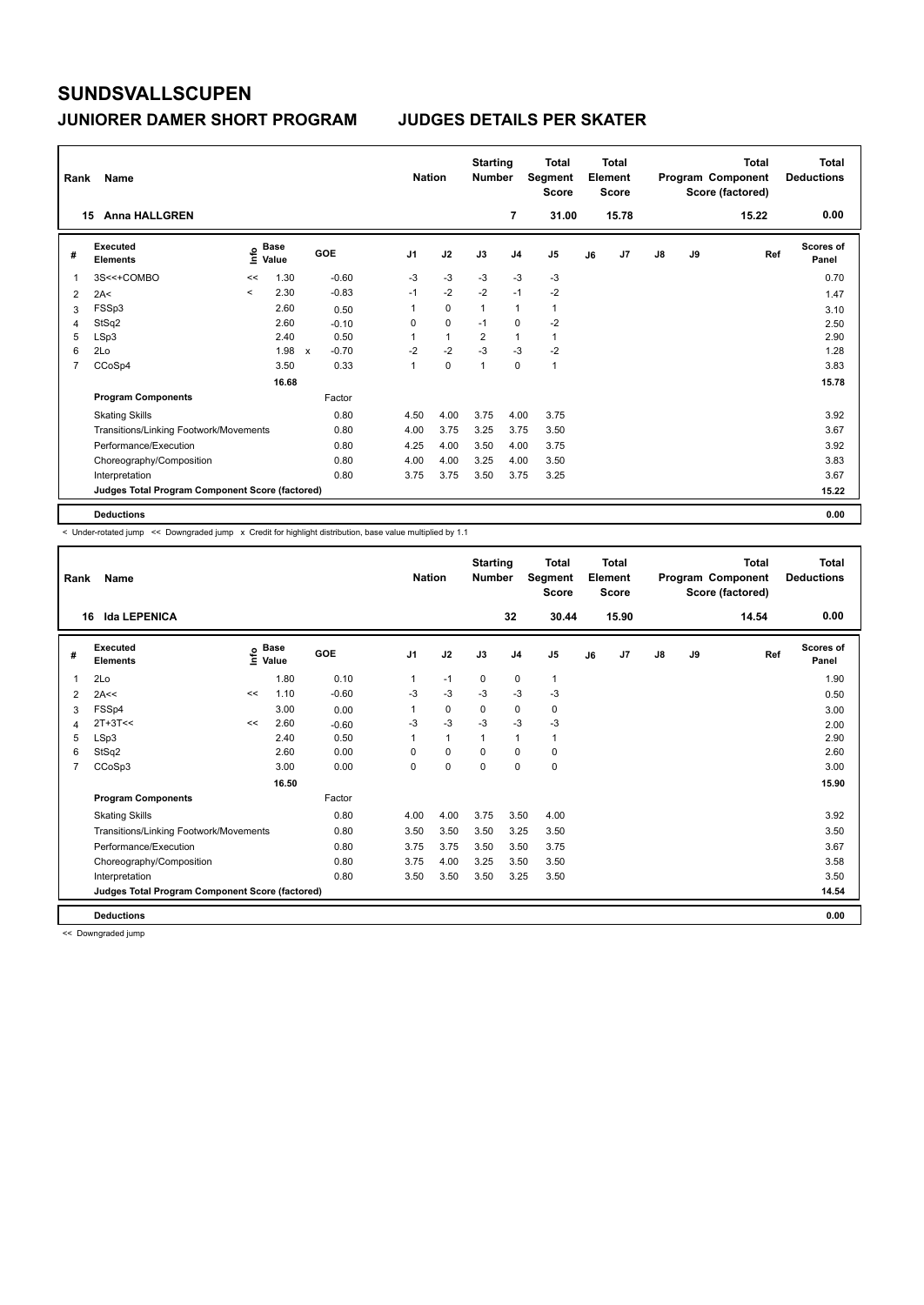# SUNDSVALLSCUPEN

## JUNIORER DAMER SHORT PROGRAM JUDGES DETAILS PER SKATER

| Rank | Name | Nation | Starting Number | Total Segment Score | Total Element Score | Total Program Component Score (factored) | Total Deductions |
|---|---|---|---|---|---|---|---|
| 15 | Anna HALLGREN | | 7 | 31.00 | 15.78 | 15.22 | 0.00 |

| # | Executed Elements | Info | Base Value | | GOE | J1 | J2 | J3 | J4 | J5 | J6 | J7 | J8 | J9 | Ref | Scores of Panel |
|---|---|---|---|---|---|---|---|---|---|---|---|---|---|---|---|---|
| 1 | 3S<<+COMBO | << | 1.30 | | -0.60 | -3 | -3 | -3 | -3 | -3 | | | | | | 0.70 |
| 2 | 2A< | < | 2.30 | | -0.83 | -1 | -2 | -2 | -1 | -2 | | | | | | 1.47 |
| 3 | FSSp3 | | 2.60 | | 0.50 | 1 | 0 | 1 | 1 | 1 | | | | | | 3.10 |
| 4 | StSq2 | | 2.60 | | -0.10 | 0 | 0 | -1 | 0 | -2 | | | | | | 2.50 |
| 5 | LSp3 | | 2.40 | | 0.50 | 1 | 1 | 2 | 1 | 1 | | | | | | 2.90 |
| 6 | 2Lo | | 1.98 | x | -0.70 | -2 | -2 | -3 | -3 | -2 | | | | | | 1.28 |
| 7 | CCoSp4 | | 3.50 | | 0.33 | 1 | 0 | 1 | 0 | 1 | | | | | | 3.83 |
| | | | 16.68 | | | | | | | | | | | | | 15.78 |
| | **Program Components** | | | | Factor | | | | | | | | | | | |
| | Skating Skills | | | | 0.80 | 4.50 | 4.00 | 3.75 | 4.00 | 3.75 | | | | | | 3.92 |
| | Transitions/Linking Footwork/Movements | | | | 0.80 | 4.00 | 3.75 | 3.25 | 3.75 | 3.50 | | | | | | 3.67 |
| | Performance/Execution | | | | 0.80 | 4.25 | 4.00 | 3.50 | 4.00 | 3.75 | | | | | | 3.92 |
| | Choreography/Composition | | | | 0.80 | 4.00 | 4.00 | 3.25 | 4.00 | 3.50 | | | | | | 3.83 |
| | Interpretation | | | | 0.80 | 3.75 | 3.75 | 3.50 | 3.75 | 3.25 | | | | | | 3.67 |
| | **Judges Total Program Component Score (factored)** | | | | | | | | | | | | | | | 15.22 |
| | **Deductions** | | | | | | | | | | | | | | | 0.00 |

< Under-rotated jump << Downgraded jump x Credit for highlight distribution, base value multiplied by 1.1

| Rank | Name | Nation | Starting Number | Total Segment Score | Total Element Score | Total Program Component Score (factored) | Total Deductions |
|---|---|---|---|---|---|---|---|
| 16 | Ida LEPENICA | | 32 | 30.44 | 15.90 | 14.54 | 0.00 |

| # | Executed Elements | Info | Base Value | GOE | J1 | J2 | J3 | J4 | J5 | J6 | J7 | J8 | J9 | Ref | Scores of Panel |
|---|---|---|---|---|---|---|---|---|---|---|---|---|---|---|---|
| 1 | 2Lo | | 1.80 | 0.10 | 1 | -1 | 0 | 0 | 1 | | | | | | 1.90 |
| 2 | 2A<< | << | 1.10 | -0.60 | -3 | -3 | -3 | -3 | -3 | | | | | | 0.50 |
| 3 | FSSp4 | | 3.00 | 0.00 | 1 | 0 | 0 | 0 | 0 | | | | | | 3.00 |
| 4 | 2T+3T<< | << | 2.60 | -0.60 | -3 | -3 | -3 | -3 | -3 | | | | | | 2.00 |
| 5 | LSp3 | | 2.40 | 0.50 | 1 | 1 | 1 | 1 | 1 | | | | | | 2.90 |
| 6 | StSq2 | | 2.60 | 0.00 | 0 | 0 | 0 | 0 | 0 | | | | | | 2.60 |
| 7 | CCoSp3 | | 3.00 | 0.00 | 0 | 0 | 0 | 0 | 0 | | | | | | 3.00 |
| | | | 16.50 | | | | | | | | | | | | 15.90 |
| | **Program Components** | | | Factor | | | | | | | | | | | |
| | Skating Skills | | | 0.80 | 4.00 | 4.00 | 3.75 | 3.50 | 4.00 | | | | | | 3.92 |
| | Transitions/Linking Footwork/Movements | | | 0.80 | 3.50 | 3.50 | 3.50 | 3.25 | 3.50 | | | | | | 3.50 |
| | Performance/Execution | | | 0.80 | 3.75 | 3.75 | 3.50 | 3.50 | 3.75 | | | | | | 3.67 |
| | Choreography/Composition | | | 0.80 | 3.75 | 4.00 | 3.25 | 3.50 | 3.50 | | | | | | 3.58 |
| | Interpretation | | | 0.80 | 3.50 | 3.50 | 3.50 | 3.25 | 3.50 | | | | | | 3.50 |
| | **Judges Total Program Component Score (factored)** | | | | | | | | | | | | | | 14.54 |
| | **Deductions** | | | | | | | | | | | | | | 0.00 |

<< Downgraded jump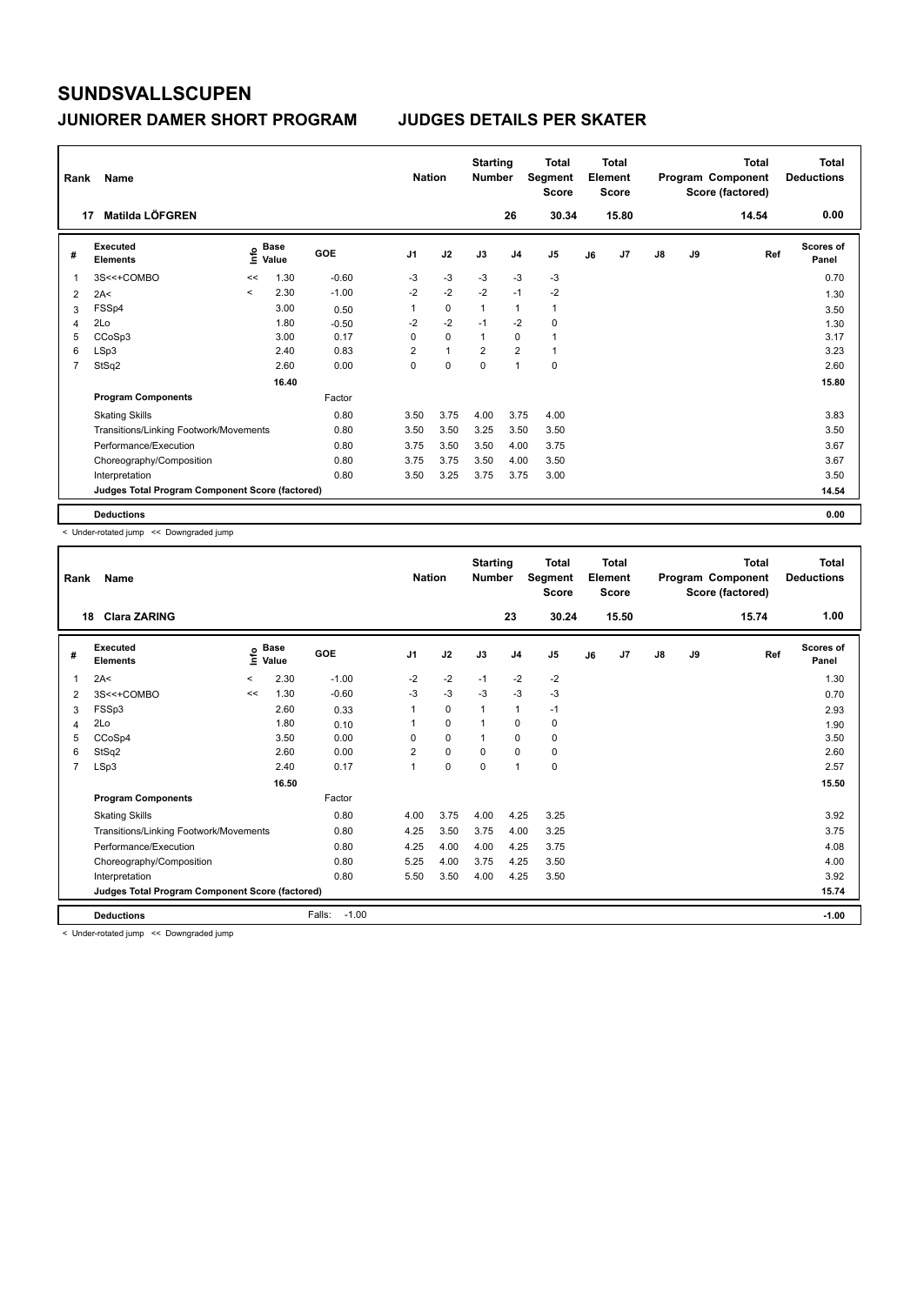# SUNDSVALLSCUPEN

## JUNIORER DAMER SHORT PROGRAM    JUDGES DETAILS PER SKATER

| Rank | Name | Nation | Starting Number | Total Segment Score | Total Element Score | Total Program Component Score (factored) | Total Deductions |
|---|---|---|---|---|---|---|---|
| 17 | Matilda LÖFGREN | | 26 | 30.34 | 15.80 | 14.54 | 0.00 |

| # | Executed Elements | Info | Base Value | GOE | J1 | J2 | J3 | J4 | J5 | J6 | J7 | J8 | J9 | Ref | Scores of Panel |
|---|---|---|---|---|---|---|---|---|---|---|---|---|---|---|---|
| 1 | 3S<<+COMBO | << | 1.30 | -0.60 | -3 | -3 | -3 | -3 | -3 | | | | | | 0.70 |
| 2 | 2A< | < | 2.30 | -1.00 | -2 | -2 | -2 | -1 | -2 | | | | | | 1.30 |
| 3 | FSSp4 | | 3.00 | 0.50 | 1 | 0 | 1 | 1 | 1 | | | | | | 3.50 |
| 4 | 2Lo | | 1.80 | -0.50 | -2 | -2 | -1 | -2 | 0 | | | | | | 1.30 |
| 5 | CCoSp3 | | 3.00 | 0.17 | 0 | 0 | 1 | 0 | 1 | | | | | | 3.17 |
| 6 | LSp3 | | 2.40 | 0.83 | 2 | 1 | 2 | 2 | 1 | | | | | | 3.23 |
| 7 | StSq2 | | 2.60 | 0.00 | 0 | 0 | 0 | 1 | 0 | | | | | | 2.60 |
| | | | 16.40 | | | | | | | | | | | | 15.80 |
| | **Program Components** | | | Factor | | | | | | | | | | | |
| | Skating Skills | | | 0.80 | 3.50 | 3.75 | 4.00 | 3.75 | 4.00 | | | | | | 3.83 |
| | Transitions/Linking Footwork/Movements | | | 0.80 | 3.50 | 3.50 | 3.25 | 3.50 | 3.50 | | | | | | 3.50 |
| | Performance/Execution | | | 0.80 | 3.75 | 3.50 | 3.50 | 4.00 | 3.75 | | | | | | 3.67 |
| | Choreography/Composition | | | 0.80 | 3.75 | 3.75 | 3.50 | 4.00 | 3.50 | | | | | | 3.67 |
| | Interpretation | | | 0.80 | 3.50 | 3.25 | 3.75 | 3.75 | 3.00 | | | | | | 3.50 |
| | **Judges Total Program Component Score (factored)** | | | | | | | | | | | | | | 14.54 |
| | **Deductions** | | | | | | | | | | | | | | 0.00 |

< Under-rotated jump << Downgraded jump

| Rank | Name | Nation | Starting Number | Total Segment Score | Total Element Score | Total Program Component Score (factored) | Total Deductions |
|---|---|---|---|---|---|---|---|
| 18 | Clara ZARING | | 23 | 30.24 | 15.50 | 15.74 | 1.00 |

| # | Executed Elements | Info | Base Value | GOE | J1 | J2 | J3 | J4 | J5 | J6 | J7 | J8 | J9 | Ref | Scores of Panel |
|---|---|---|---|---|---|---|---|---|---|---|---|---|---|---|---|
| 1 | 2A< | < | 2.30 | -1.00 | -2 | -2 | -1 | -2 | -2 | | | | | | 1.30 |
| 2 | 3S<<+COMBO | << | 1.30 | -0.60 | -3 | -3 | -3 | -3 | -3 | | | | | | 0.70 |
| 3 | FSSp3 | | 2.60 | 0.33 | 1 | 0 | 1 | 1 | -1 | | | | | | 2.93 |
| 4 | 2Lo | | 1.80 | 0.10 | 1 | 0 | 1 | 0 | 0 | | | | | | 1.90 |
| 5 | CCoSp4 | | 3.50 | 0.00 | 0 | 0 | 1 | 0 | 0 | | | | | | 3.50 |
| 6 | StSq2 | | 2.60 | 0.00 | 2 | 0 | 0 | 0 | 0 | | | | | | 2.60 |
| 7 | LSp3 | | 2.40 | 0.17 | 1 | 0 | 0 | 1 | 0 | | | | | | 2.57 |
| | | | 16.50 | | | | | | | | | | | | 15.50 |
| | **Program Components** | | | Factor | | | | | | | | | | | |
| | Skating Skills | | | 0.80 | 4.00 | 3.75 | 4.00 | 4.25 | 3.25 | | | | | | 3.92 |
| | Transitions/Linking Footwork/Movements | | | 0.80 | 4.25 | 3.50 | 3.75 | 4.00 | 3.25 | | | | | | 3.75 |
| | Performance/Execution | | | 0.80 | 4.25 | 4.00 | 4.00 | 4.25 | 3.75 | | | | | | 4.08 |
| | Choreography/Composition | | | 0.80 | 5.25 | 4.00 | 3.75 | 4.25 | 3.50 | | | | | | 4.00 |
| | Interpretation | | | 0.80 | 5.50 | 3.50 | 4.00 | 4.25 | 3.50 | | | | | | 3.92 |
| | **Judges Total Program Component Score (factored)** | | | | | | | | | | | | | | 15.74 |
| | **Deductions** | | | Falls: -1.00 | | | | | | | | | | | -1.00 |

< Under-rotated jump << Downgraded jump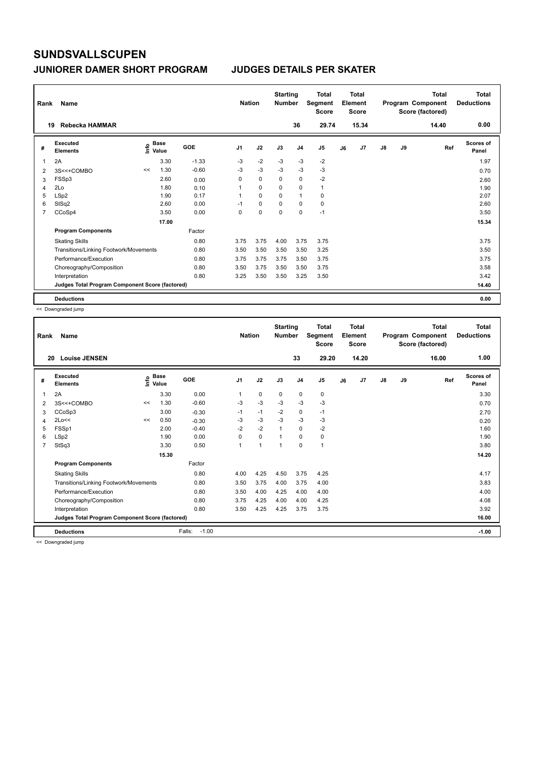# SUNDSVALLSCUPEN

## JUNIORER DAMER SHORT PROGRAM — JUDGES DETAILS PER SKATER

| Rank | Name | Nation | Starting Number | Total Segment Score | Total Element Score | Total Program Component Score (factored) | Total Deductions |
|---|---|---|---|---|---|---|---|
| 19 | Rebecka HAMMAR | | 36 | 29.74 | 15.34 | 14.40 | 0.00 |

| # | Executed Elements | Info | Base Value | GOE | J1 | J2 | J3 | J4 | J5 | J6 | J7 | J8 | J9 | Ref | Scores of Panel |
|---|---|---|---|---|---|---|---|---|---|---|---|---|---|---|---|
| 1 | 2A | | 3.30 | -1.33 | -3 | -2 | -3 | -3 | -2 | | | | | | 1.97 |
| 2 | 3S<<+COMBO | << | 1.30 | -0.60 | -3 | -3 | -3 | -3 | -3 | | | | | | 0.70 |
| 3 | FSSp3 | | 2.60 | 0.00 | 0 | 0 | 0 | 0 | -2 | | | | | | 2.60 |
| 4 | 2Lo | | 1.80 | 0.10 | 1 | 0 | 0 | 0 | 1 | | | | | | 1.90 |
| 5 | LSp2 | | 1.90 | 0.17 | 1 | 0 | 0 | 1 | 0 | | | | | | 2.07 |
| 6 | StSq2 | | 2.60 | 0.00 | -1 | 0 | 0 | 0 | 0 | | | | | | 2.60 |
| 7 | CCoSp4 | | 3.50 | 0.00 | 0 | 0 | 0 | 0 | -1 | | | | | | 3.50 |
| | | | 17.00 | | | | | | | | | | | | 15.34 |
| | **Program Components** | | | Factor | | | | | | | | | | | |
| | Skating Skills | | | 0.80 | 3.75 | 3.75 | 4.00 | 3.75 | 3.75 | | | | | | 3.75 |
| | Transitions/Linking Footwork/Movements | | | 0.80 | 3.50 | 3.50 | 3.50 | 3.50 | 3.25 | | | | | | 3.50 |
| | Performance/Execution | | | 0.80 | 3.75 | 3.75 | 3.75 | 3.50 | 3.75 | | | | | | 3.75 |
| | Choreography/Composition | | | 0.80 | 3.50 | 3.75 | 3.50 | 3.50 | 3.75 | | | | | | 3.58 |
| | Interpretation | | | 0.80 | 3.25 | 3.50 | 3.50 | 3.25 | 3.50 | | | | | | 3.42 |
| | Judges Total Program Component Score (factored) | | | | | | | | | | | | | | 14.40 |
| | **Deductions** | | | | | | | | | | | | | | 0.00 |

<< Downgraded jump

| Rank | Name | Nation | Starting Number | Total Segment Score | Total Element Score | Total Program Component Score (factored) | Total Deductions |
|---|---|---|---|---|---|---|---|
| 20 | Louise JENSEN | | 33 | 29.20 | 14.20 | 16.00 | 1.00 |

| # | Executed Elements | Info | Base Value | GOE | J1 | J2 | J3 | J4 | J5 | J6 | J7 | J8 | J9 | Ref | Scores of Panel |
|---|---|---|---|---|---|---|---|---|---|---|---|---|---|---|---|
| 1 | 2A | | 3.30 | 0.00 | 1 | 0 | 0 | 0 | 0 | | | | | | 3.30 |
| 2 | 3S<<+COMBO | << | 1.30 | -0.60 | -3 | -3 | -3 | -3 | -3 | | | | | | 0.70 |
| 3 | CCoSp3 | | 3.00 | -0.30 | -1 | -1 | -2 | 0 | -1 | | | | | | 2.70 |
| 4 | 2Lo<< | << | 0.50 | -0.30 | -3 | -3 | -3 | -3 | -3 | | | | | | 0.20 |
| 5 | FSSp1 | | 2.00 | -0.40 | -2 | -2 | 1 | 0 | -2 | | | | | | 1.60 |
| 6 | LSp2 | | 1.90 | 0.00 | 0 | 0 | 1 | 0 | 0 | | | | | | 1.90 |
| 7 | StSq3 | | 3.30 | 0.50 | 1 | 1 | 1 | 0 | 1 | | | | | | 3.80 |
| | | | 15.30 | | | | | | | | | | | | 14.20 |
| | **Program Components** | | | Factor | | | | | | | | | | | |
| | Skating Skills | | | 0.80 | 4.00 | 4.25 | 4.50 | 3.75 | 4.25 | | | | | | 4.17 |
| | Transitions/Linking Footwork/Movements | | | 0.80 | 3.50 | 3.75 | 4.00 | 3.75 | 4.00 | | | | | | 3.83 |
| | Performance/Execution | | | 0.80 | 3.50 | 4.00 | 4.25 | 4.00 | 4.00 | | | | | | 4.00 |
| | Choreography/Composition | | | 0.80 | 3.75 | 4.25 | 4.00 | 4.00 | 4.25 | | | | | | 4.08 |
| | Interpretation | | | 0.80 | 3.50 | 4.25 | 4.25 | 3.75 | 3.75 | | | | | | 3.92 |
| | Judges Total Program Component Score (factored) | | | | | | | | | | | | | | 16.00 |
| | **Deductions** | | | Falls: -1.00 | | | | | | | | | | | -1.00 |

<< Downgraded jump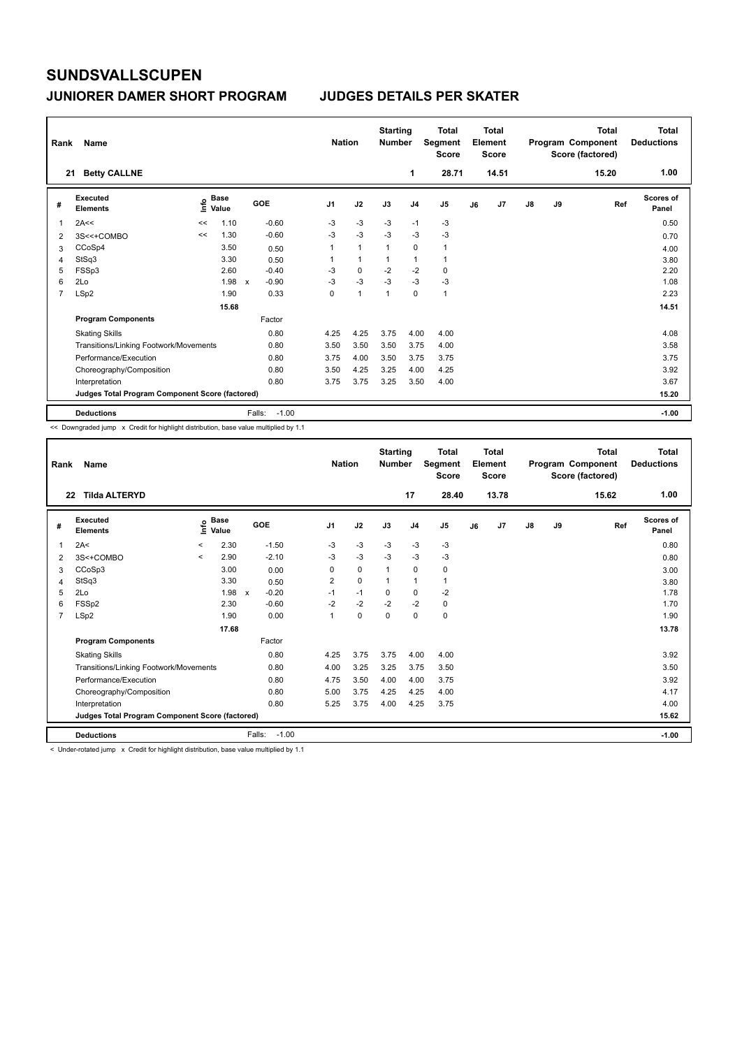# SUNDSVALLSCUPEN

## JUNIORER DAMER SHORT PROGRAM JUDGES DETAILS PER SKATER

| Rank | Name | Nation | Starting Number | Total Segment Score | Total Element Score | Total Program Component Score (factored) | Total Deductions |
|---|---|---|---|---|---|---|---|
| 21 | Betty CALLNE | | 1 | 28.71 | 14.51 | 15.20 | 1.00 |

| # | Executed Elements | Info | Base Value | | GOE | J1 | J2 | J3 | J4 | J5 | J6 | J7 | J8 | J9 | Ref | Scores of Panel |
|---|---|---|---|---|---|---|---|---|---|---|---|---|---|---|---|---|
| 1 | 2A<< | << | 1.10 | | -0.60 | -3 | -3 | -3 | -1 | -3 | | | | | | 0.50 |
| 2 | 3S<<+COMBO | << | 1.30 | | -0.60 | -3 | -3 | -3 | -3 | -3 | | | | | | 0.70 |
| 3 | CCoSp4 | | 3.50 | | 0.50 | 1 | 1 | 1 | 0 | 1 | | | | | | 4.00 |
| 4 | StSq3 | | 3.30 | | 0.50 | 1 | 1 | 1 | 1 | 1 | | | | | | 3.80 |
| 5 | FSSp3 | | 2.60 | | -0.40 | -3 | 0 | -2 | -2 | 0 | | | | | | 2.20 |
| 6 | 2Lo | | 1.98 | x | -0.90 | -3 | -3 | -3 | -3 | -3 | | | | | | 1.08 |
| 7 | LSp2 | | 1.90 | | 0.33 | 0 | 1 | 1 | 0 | 1 | | | | | | 2.23 |
| | | | 15.68 | | | | | | | | | | | | | 14.51 |
| | **Program Components** | | | | Factor | | | | | | | | | | | |
| | Skating Skills | | | | 0.80 | 4.25 | 4.25 | 3.75 | 4.00 | 4.00 | | | | | | 4.08 |
| | Transitions/Linking Footwork/Movements | | | | 0.80 | 3.50 | 3.50 | 3.50 | 3.75 | 4.00 | | | | | | 3.58 |
| | Performance/Execution | | | | 0.80 | 3.75 | 4.00 | 3.50 | 3.75 | 3.75 | | | | | | 3.75 |
| | Choreography/Composition | | | | 0.80 | 3.50 | 4.25 | 3.25 | 4.00 | 4.25 | | | | | | 3.92 |
| | Interpretation | | | | 0.80 | 3.75 | 3.75 | 3.25 | 3.50 | 4.00 | | | | | | 3.67 |
| | **Judges Total Program Component Score (factored)** | | | | | | | | | | | | | | | 15.20 |
| | **Deductions** | | | | Falls: -1.00 | | | | | | | | | | | -1.00 |

<< Downgraded jump x Credit for highlight distribution, base value multiplied by 1.1

| Rank | Name | Nation | Starting Number | Total Segment Score | Total Element Score | Total Program Component Score (factored) | Total Deductions |
|---|---|---|---|---|---|---|---|
| 22 | Tilda ALTERYD | | 17 | 28.40 | 13.78 | 15.62 | 1.00 |

| # | Executed Elements | Info | Base Value | | GOE | J1 | J2 | J3 | J4 | J5 | J6 | J7 | J8 | J9 | Ref | Scores of Panel |
|---|---|---|---|---|---|---|---|---|---|---|---|---|---|---|---|---|
| 1 | 2A< | < | 2.30 | | -1.50 | -3 | -3 | -3 | -3 | -3 | | | | | | 0.80 |
| 2 | 3S<+COMBO | < | 2.90 | | -2.10 | -3 | -3 | -3 | -3 | -3 | | | | | | 0.80 |
| 3 | CCoSp3 | | 3.00 | | 0.00 | 0 | 0 | 1 | 0 | 0 | | | | | | 3.00 |
| 4 | StSq3 | | 3.30 | | 0.50 | 2 | 0 | 1 | 1 | 1 | | | | | | 3.80 |
| 5 | 2Lo | | 1.98 | x | -0.20 | -1 | -1 | 0 | 0 | -2 | | | | | | 1.78 |
| 6 | FSSp2 | | 2.30 | | -0.60 | -2 | -2 | -2 | -2 | 0 | | | | | | 1.70 |
| 7 | LSp2 | | 1.90 | | 0.00 | 1 | 0 | 0 | 0 | 0 | | | | | | 1.90 |
| | | | 17.68 | | | | | | | | | | | | | 13.78 |
| | **Program Components** | | | | Factor | | | | | | | | | | | |
| | Skating Skills | | | | 0.80 | 4.25 | 3.75 | 3.75 | 4.00 | 4.00 | | | | | | 3.92 |
| | Transitions/Linking Footwork/Movements | | | | 0.80 | 4.00 | 3.25 | 3.25 | 3.75 | 3.50 | | | | | | 3.50 |
| | Performance/Execution | | | | 0.80 | 4.75 | 3.50 | 4.00 | 4.00 | 3.75 | | | | | | 3.92 |
| | Choreography/Composition | | | | 0.80 | 5.00 | 3.75 | 4.25 | 4.25 | 4.00 | | | | | | 4.17 |
| | Interpretation | | | | 0.80 | 5.25 | 3.75 | 4.00 | 4.25 | 3.75 | | | | | | 4.00 |
| | **Judges Total Program Component Score (factored)** | | | | | | | | | | | | | | | 15.62 |
| | **Deductions** | | | | Falls: -1.00 | | | | | | | | | | | -1.00 |

< Under-rotated jump x Credit for highlight distribution, base value multiplied by 1.1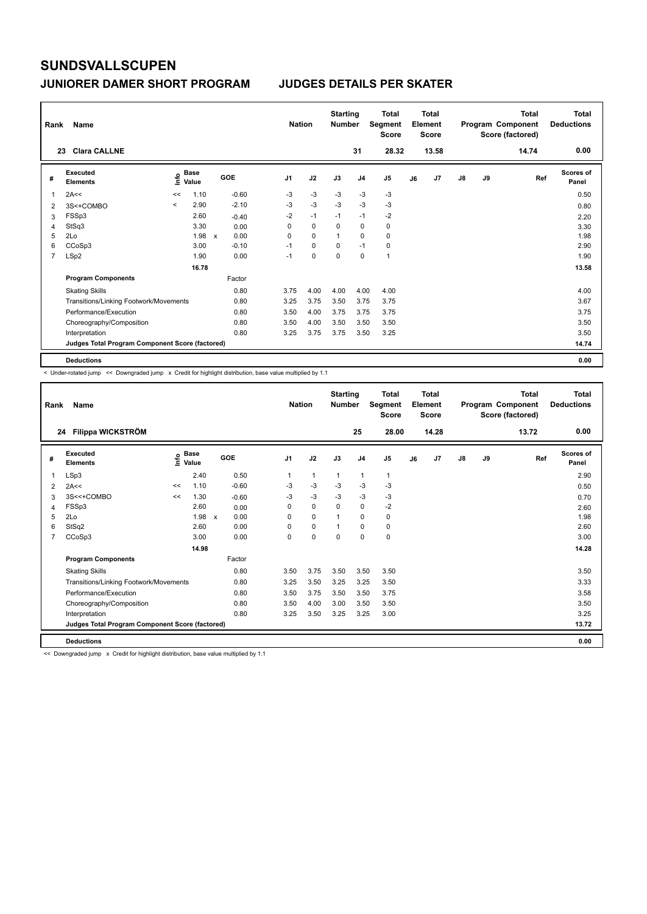# SUNDSVALLSCUPEN

## JUNIORER DAMER SHORT PROGRAM — JUDGES DETAILS PER SKATER

| Rank | Name | Nation | Starting Number | Total Segment Score | Total Element Score | Total Program Component Score (factored) | Total Deductions |
|---|---|---|---|---|---|---|---|
| 23 | Clara CALLNE | | 31 | 28.32 | 13.58 | 14.74 | 0.00 |

| # | Executed Elements | Info | Base Value | | GOE | J1 | J2 | J3 | J4 | J5 | J6 | J7 | J8 | J9 | Ref | Scores of Panel |
|---|---|---|---|---|---|---|---|---|---|---|---|---|---|---|---|---|
| 1 | 2A<< | << | 1.10 | | -0.60 | -3 | -3 | -3 | -3 | -3 | | | | | | 0.50 |
| 2 | 3S<+COMBO | < | 2.90 | | -2.10 | -3 | -3 | -3 | -3 | -3 | | | | | | 0.80 |
| 3 | FSSp3 | | 2.60 | | -0.40 | -2 | -1 | -1 | -1 | -2 | | | | | | 2.20 |
| 4 | StSq3 | | 3.30 | | 0.00 | 0 | 0 | 0 | 0 | 0 | | | | | | 3.30 |
| 5 | 2Lo | | 1.98 | x | 0.00 | 0 | 0 | 1 | 0 | 0 | | | | | | 1.98 |
| 6 | CCoSp3 | | 3.00 | | -0.10 | -1 | 0 | 0 | -1 | 0 | | | | | | 2.90 |
| 7 | LSp2 | | 1.90 | | 0.00 | -1 | 0 | 0 | 0 | 1 | | | | | | 1.90 |
| | | | 16.78 | | | | | | | | | | | | | 13.58 |
| | **Program Components** | | | | Factor | | | | | | | | | | | |
| | Skating Skills | | | | 0.80 | 3.75 | 4.00 | 4.00 | 4.00 | 4.00 | | | | | | 4.00 |
| | Transitions/Linking Footwork/Movements | | | | 0.80 | 3.25 | 3.75 | 3.50 | 3.75 | 3.75 | | | | | | 3.67 |
| | Performance/Execution | | | | 0.80 | 3.50 | 4.00 | 3.75 | 3.75 | 3.75 | | | | | | 3.75 |
| | Choreography/Composition | | | | 0.80 | 3.50 | 4.00 | 3.50 | 3.50 | 3.50 | | | | | | 3.50 |
| | Interpretation | | | | 0.80 | 3.25 | 3.75 | 3.75 | 3.50 | 3.25 | | | | | | 3.50 |
| | **Judges Total Program Component Score (factored)** | | | | | | | | | | | | | | | 14.74 |
| | **Deductions** | | | | | | | | | | | | | | | 0.00 |

< Under-rotated jump << Downgraded jump x Credit for highlight distribution, base value multiplied by 1.1

| Rank | Name | Nation | Starting Number | Total Segment Score | Total Element Score | Total Program Component Score (factored) | Total Deductions |
|---|---|---|---|---|---|---|---|
| 24 | Filippa WICKSTRÖM | | 25 | 28.00 | 14.28 | 13.72 | 0.00 |

| # | Executed Elements | Info | Base Value | | GOE | J1 | J2 | J3 | J4 | J5 | J6 | J7 | J8 | J9 | Ref | Scores of Panel |
|---|---|---|---|---|---|---|---|---|---|---|---|---|---|---|---|---|
| 1 | LSp3 | | 2.40 | | 0.50 | 1 | 1 | 1 | 1 | 1 | | | | | | 2.90 |
| 2 | 2A<< | << | 1.10 | | -0.60 | -3 | -3 | -3 | -3 | -3 | | | | | | 0.50 |
| 3 | 3S<<+COMBO | << | 1.30 | | -0.60 | -3 | -3 | -3 | -3 | -3 | | | | | | 0.70 |
| 4 | FSSp3 | | 2.60 | | 0.00 | 0 | 0 | 0 | 0 | -2 | | | | | | 2.60 |
| 5 | 2Lo | | 1.98 | x | 0.00 | 0 | 0 | 1 | 0 | 0 | | | | | | 1.98 |
| 6 | StSq2 | | 2.60 | | 0.00 | 0 | 0 | 1 | 0 | 0 | | | | | | 2.60 |
| 7 | CCoSp3 | | 3.00 | | 0.00 | 0 | 0 | 0 | 0 | 0 | | | | | | 3.00 |
| | | | 14.98 | | | | | | | | | | | | | 14.28 |
| | **Program Components** | | | | Factor | | | | | | | | | | | |
| | Skating Skills | | | | 0.80 | 3.50 | 3.75 | 3.50 | 3.50 | 3.50 | | | | | | 3.50 |
| | Transitions/Linking Footwork/Movements | | | | 0.80 | 3.25 | 3.50 | 3.25 | 3.25 | 3.50 | | | | | | 3.33 |
| | Performance/Execution | | | | 0.80 | 3.50 | 3.75 | 3.50 | 3.50 | 3.75 | | | | | | 3.58 |
| | Choreography/Composition | | | | 0.80 | 3.50 | 4.00 | 3.00 | 3.50 | 3.50 | | | | | | 3.50 |
| | Interpretation | | | | 0.80 | 3.25 | 3.50 | 3.25 | 3.25 | 3.00 | | | | | | 3.25 |
| | **Judges Total Program Component Score (factored)** | | | | | | | | | | | | | | | 13.72 |
| | **Deductions** | | | | | | | | | | | | | | | 0.00 |

<< Downgraded jump x Credit for highlight distribution, base value multiplied by 1.1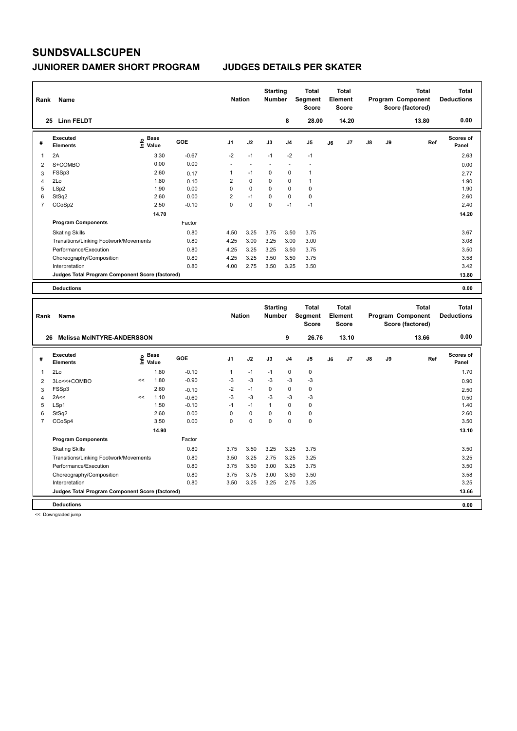# SUNDSVALLSCUPEN

## JUNIORER DAMER SHORT PROGRAM JUDGES DETAILS PER SKATER

| Rank | Name | Nation | Starting Number | Total Segment Score | Total Element Score | Total Program Component Score (factored) | Total Deductions |
|---|---|---|---|---|---|---|---|
| 25 | Linn FELDT | | 8 | 28.00 | 14.20 | 13.80 | 0.00 |

| # | Executed Elements | Info | Base Value | GOE | J1 | J2 | J3 | J4 | J5 | J6 | J7 | J8 | J9 | Ref | Scores of Panel |
|---|---|---|---|---|---|---|---|---|---|---|---|---|---|---|---|
| 1 | 2A | | 3.30 | -0.67 | -2 | -1 | -1 | -2 | -1 | | | | | | 2.63 |
| 2 | S+COMBO | | 0.00 | 0.00 | - | - | - | - | - | | | | | | 0.00 |
| 3 | FSSp3 | | 2.60 | 0.17 | 1 | -1 | 0 | 0 | 1 | | | | | | 2.77 |
| 4 | 2Lo | | 1.80 | 0.10 | 2 | 0 | 0 | 0 | 1 | | | | | | 1.90 |
| 5 | LSp2 | | 1.90 | 0.00 | 0 | 0 | 0 | 0 | 0 | | | | | | 1.90 |
| 6 | StSq2 | | 2.60 | 0.00 | 2 | -1 | 0 | 0 | 0 | | | | | | 2.60 |
| 7 | CCoSp2 | | 2.50 | -0.10 | 0 | 0 | 0 | -1 | -1 | | | | | | 2.40 |
| | | | 14.70 | | | | | | | | | | | | 14.20 |

| Program Components | Factor | J1 | J2 | J3 | J4 | J5 | Scores of Panel |
|---|---|---|---|---|---|---|---|
| Skating Skills | 0.80 | 4.50 | 3.25 | 3.75 | 3.50 | 3.75 | 3.67 |
| Transitions/Linking Footwork/Movements | 0.80 | 4.25 | 3.00 | 3.25 | 3.00 | 3.00 | 3.08 |
| Performance/Execution | 0.80 | 4.25 | 3.25 | 3.25 | 3.50 | 3.75 | 3.50 |
| Choreography/Composition | 0.80 | 4.25 | 3.25 | 3.50 | 3.50 | 3.75 | 3.58 |
| Interpretation | 0.80 | 4.00 | 2.75 | 3.50 | 3.25 | 3.50 | 3.42 |
| Judges Total Program Component Score (factored) | | | | | | | 13.80 |

**Deductions** 0.00

| Rank | Name | Nation | Starting Number | Total Segment Score | Total Element Score | Total Program Component Score (factored) | Total Deductions |
|---|---|---|---|---|---|---|---|
| 26 | Melissa McINTYRE-ANDERSSON | | 9 | 26.76 | 13.10 | 13.66 | 0.00 |

| # | Executed Elements | Info | Base Value | GOE | J1 | J2 | J3 | J4 | J5 | J6 | J7 | J8 | J9 | Ref | Scores of Panel |
|---|---|---|---|---|---|---|---|---|---|---|---|---|---|---|---|
| 1 | 2Lo | | 1.80 | -0.10 | 1 | -1 | -1 | 0 | 0 | | | | | | 1.70 |
| 2 | 3Lo<<+COMBO | << | 1.80 | -0.90 | -3 | -3 | -3 | -3 | -3 | | | | | | 0.90 |
| 3 | FSSp3 | | 2.60 | -0.10 | -2 | -1 | 0 | 0 | 0 | | | | | | 2.50 |
| 4 | 2A<< | << | 1.10 | -0.60 | -3 | -3 | -3 | -3 | -3 | | | | | | 0.50 |
| 5 | LSp1 | | 1.50 | -0.10 | -1 | -1 | 1 | 0 | 0 | | | | | | 1.40 |
| 6 | StSq2 | | 2.60 | 0.00 | 0 | 0 | 0 | 0 | 0 | | | | | | 2.60 |
| 7 | CCoSp4 | | 3.50 | 0.00 | 0 | 0 | 0 | 0 | 0 | | | | | | 3.50 |
| | | | 14.90 | | | | | | | | | | | | 13.10 |

| Program Components | Factor | J1 | J2 | J3 | J4 | J5 | Scores of Panel |
|---|---|---|---|---|---|---|---|
| Skating Skills | 0.80 | 3.75 | 3.50 | 3.25 | 3.25 | 3.75 | 3.50 |
| Transitions/Linking Footwork/Movements | 0.80 | 3.50 | 3.25 | 2.75 | 3.25 | 3.25 | 3.25 |
| Performance/Execution | 0.80 | 3.75 | 3.50 | 3.00 | 3.25 | 3.75 | 3.50 |
| Choreography/Composition | 0.80 | 3.75 | 3.75 | 3.00 | 3.50 | 3.50 | 3.58 |
| Interpretation | 0.80 | 3.50 | 3.25 | 3.25 | 2.75 | 3.25 | 3.25 |
| Judges Total Program Component Score (factored) | | | | | | | 13.66 |

**Deductions** 0.00

<< Downgraded jump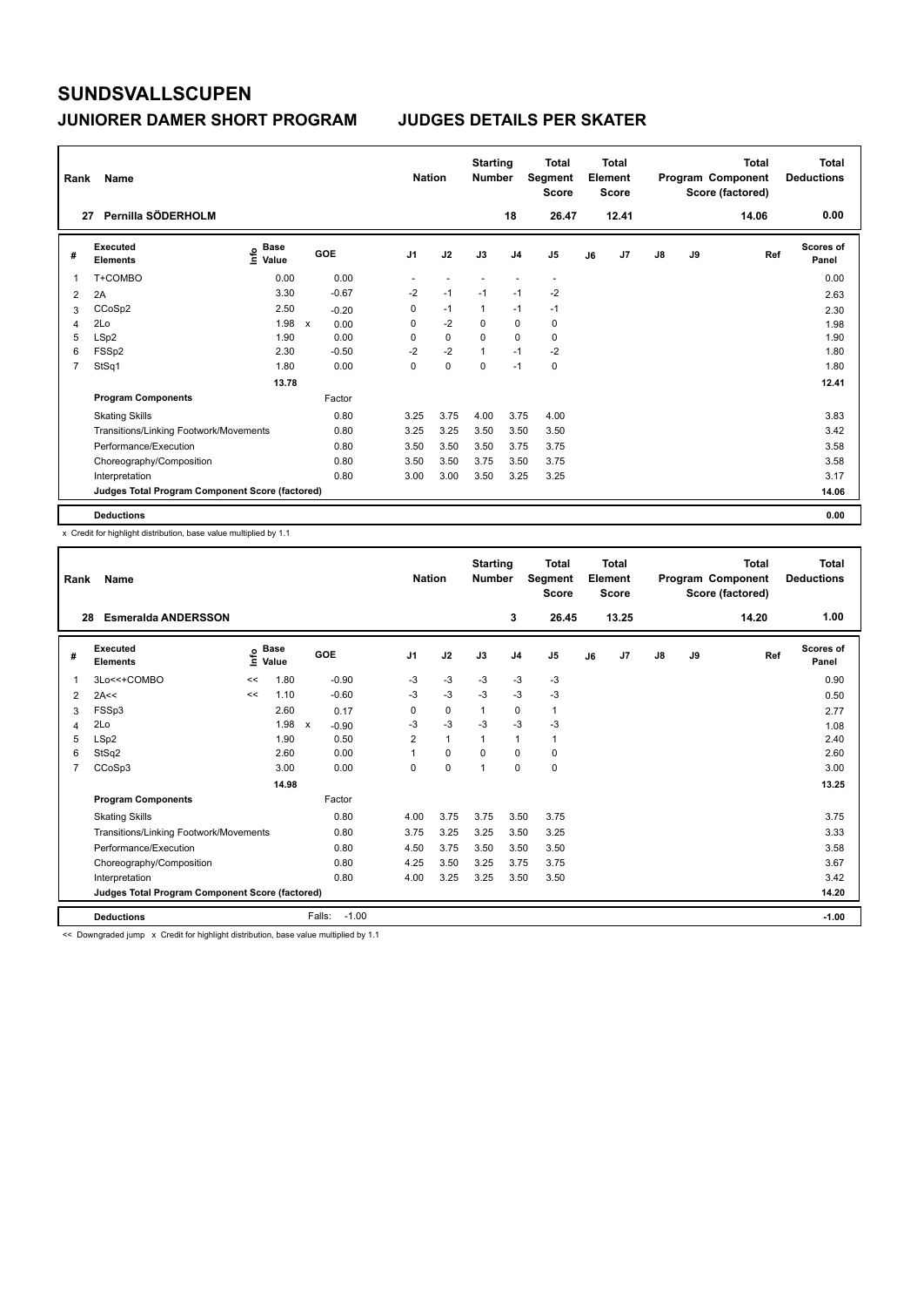# SUNDSVALLSCUPEN

## JUNIORER DAMER SHORT PROGRAM　　JUDGES DETAILS PER SKATER

| Rank | Name | Nation | Starting Number | Total Segment Score | Total Element Score | Total Program Component Score (factored) | Total Deductions |
|---|---|---|---|---|---|---|---|
| 27 | Pernilla SÖDERHOLM | | 18 | 26.47 | 12.41 | 14.06 | 0.00 |

| # | Executed Elements | Info | Base Value | | GOE | J1 | J2 | J3 | J4 | J5 | J6 | J7 | J8 | J9 | Ref | Scores of Panel |
|---|---|---|---|---|---|---|---|---|---|---|---|---|---|---|---|---|
| 1 | T+COMBO | | 0.00 | | 0.00 | - | - | - | - | - | | | | | | 0.00 |
| 2 | 2A | | 3.30 | | -0.67 | -2 | -1 | -1 | -1 | -2 | | | | | | 2.63 |
| 3 | CCoSp2 | | 2.50 | | -0.20 | 0 | -1 | 1 | -1 | -1 | | | | | | 2.30 |
| 4 | 2Lo | | 1.98 | x | 0.00 | 0 | -2 | 0 | 0 | 0 | | | | | | 1.98 |
| 5 | LSp2 | | 1.90 | | 0.00 | 0 | 0 | 0 | 0 | 0 | | | | | | 1.90 |
| 6 | FSSp2 | | 2.30 | | -0.50 | -2 | -2 | 1 | -1 | -2 | | | | | | 1.80 |
| 7 | StSq1 | | 1.80 | | 0.00 | 0 | 0 | 0 | -1 | 0 | | | | | | 1.80 |
| | | | 13.78 | | | | | | | | | | | | | 12.41 |
| | **Program Components** | | | | Factor | | | | | | | | | | | |
| | Skating Skills | | | | 0.80 | 3.25 | 3.75 | 4.00 | 3.75 | 4.00 | | | | | | 3.83 |
| | Transitions/Linking Footwork/Movements | | | | 0.80 | 3.25 | 3.25 | 3.50 | 3.50 | 3.50 | | | | | | 3.42 |
| | Performance/Execution | | | | 0.80 | 3.50 | 3.50 | 3.50 | 3.75 | 3.75 | | | | | | 3.58 |
| | Choreography/Composition | | | | 0.80 | 3.50 | 3.50 | 3.75 | 3.50 | 3.75 | | | | | | 3.58 |
| | Interpretation | | | | 0.80 | 3.00 | 3.00 | 3.50 | 3.25 | 3.25 | | | | | | 3.17 |
| | **Judges Total Program Component Score (factored)** | | | | | | | | | | | | | | | 14.06 |
| | **Deductions** | | | | | | | | | | | | | | | 0.00 |

x Credit for highlight distribution, base value multiplied by 1.1

| Rank | Name | Nation | Starting Number | Total Segment Score | Total Element Score | Total Program Component Score (factored) | Total Deductions |
|---|---|---|---|---|---|---|---|
| 28 | Esmeralda ANDERSSON | | 3 | 26.45 | 13.25 | 14.20 | 1.00 |

| # | Executed Elements | Info | Base Value | | GOE | J1 | J2 | J3 | J4 | J5 | J6 | J7 | J8 | J9 | Ref | Scores of Panel |
|---|---|---|---|---|---|---|---|---|---|---|---|---|---|---|---|---|
| 1 | 3Lo<<+COMBO | << | 1.80 | | -0.90 | -3 | -3 | -3 | -3 | -3 | | | | | | 0.90 |
| 2 | 2A<< | << | 1.10 | | -0.60 | -3 | -3 | -3 | -3 | -3 | | | | | | 0.50 |
| 3 | FSSp3 | | 2.60 | | 0.17 | 0 | 0 | 1 | 0 | 1 | | | | | | 2.77 |
| 4 | 2Lo | | 1.98 | x | -0.90 | -3 | -3 | -3 | -3 | -3 | | | | | | 1.08 |
| 5 | LSp2 | | 1.90 | | 0.50 | 2 | 1 | 1 | 1 | 1 | | | | | | 2.40 |
| 6 | StSq2 | | 2.60 | | 0.00 | 1 | 0 | 0 | 0 | 0 | | | | | | 2.60 |
| 7 | CCoSp3 | | 3.00 | | 0.00 | 0 | 0 | 1 | 0 | 0 | | | | | | 3.00 |
| | | | 14.98 | | | | | | | | | | | | | 13.25 |
| | **Program Components** | | | | Factor | | | | | | | | | | | |
| | Skating Skills | | | | 0.80 | 4.00 | 3.75 | 3.75 | 3.50 | 3.75 | | | | | | 3.75 |
| | Transitions/Linking Footwork/Movements | | | | 0.80 | 3.75 | 3.25 | 3.25 | 3.50 | 3.25 | | | | | | 3.33 |
| | Performance/Execution | | | | 0.80 | 4.50 | 3.75 | 3.50 | 3.50 | 3.50 | | | | | | 3.58 |
| | Choreography/Composition | | | | 0.80 | 4.25 | 3.50 | 3.25 | 3.75 | 3.75 | | | | | | 3.67 |
| | Interpretation | | | | 0.80 | 4.00 | 3.25 | 3.25 | 3.50 | 3.50 | | | | | | 3.42 |
| | **Judges Total Program Component Score (factored)** | | | | | | | | | | | | | | | 14.20 |
| | **Deductions** | | | | Falls: -1.00 | | | | | | | | | | | -1.00 |

<< Downgraded jump x Credit for highlight distribution, base value multiplied by 1.1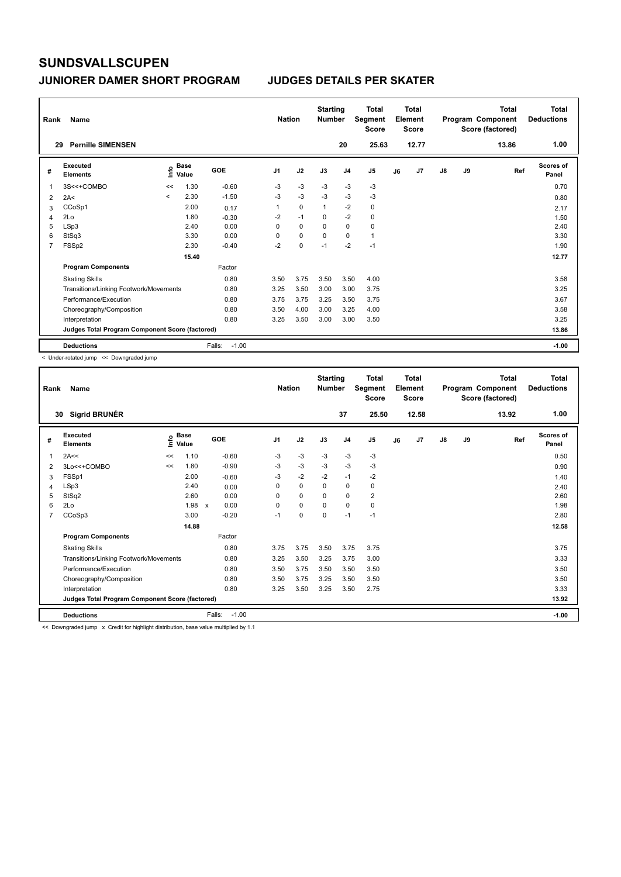# SUNDSVALLSCUPEN

## JUNIORER DAMER SHORT PROGRAM    JUDGES DETAILS PER SKATER

| Rank | Name | Nation | Starting Number | Total Segment Score | Total Element Score | Total Program Component Score (factored) | Total Deductions |
|---|---|---|---|---|---|---|---|
| 29 | Pernille SIMENSEN | | 20 | 25.63 | 12.77 | 13.86 | 1.00 |

| # | Executed Elements | Info | Base Value | GOE | J1 | J2 | J3 | J4 | J5 | J6 | J7 | J8 | J9 | Ref | Scores of Panel |
|---|---|---|---|---|---|---|---|---|---|---|---|---|---|---|---|
| 1 | 3S<<+COMBO | << | 1.30 | -0.60 | -3 | -3 | -3 | -3 | -3 | | | | | | 0.70 |
| 2 | 2A< | < | 2.30 | -1.50 | -3 | -3 | -3 | -3 | -3 | | | | | | 0.80 |
| 3 | CCoSp1 | | 2.00 | 0.17 | 1 | 0 | 1 | -2 | 0 | | | | | | 2.17 |
| 4 | 2Lo | | 1.80 | -0.30 | -2 | -1 | 0 | -2 | 0 | | | | | | 1.50 |
| 5 | LSp3 | | 2.40 | 0.00 | 0 | 0 | 0 | 0 | 0 | | | | | | 2.40 |
| 6 | StSq3 | | 3.30 | 0.00 | 0 | 0 | 0 | 0 | 1 | | | | | | 3.30 |
| 7 | FSSp2 | | 2.30 | -0.40 | -2 | 0 | -1 | -2 | -1 | | | | | | 1.90 |
| | | | 15.40 | | | | | | | | | | | | 12.77 |
| | **Program Components** | | | Factor | | | | | | | | | | | |
| | Skating Skills | | | 0.80 | 3.50 | 3.75 | 3.50 | 3.50 | 4.00 | | | | | | 3.58 |
| | Transitions/Linking Footwork/Movements | | | 0.80 | 3.25 | 3.50 | 3.00 | 3.00 | 3.75 | | | | | | 3.25 |
| | Performance/Execution | | | 0.80 | 3.75 | 3.75 | 3.25 | 3.50 | 3.75 | | | | | | 3.67 |
| | Choreography/Composition | | | 0.80 | 3.50 | 4.00 | 3.00 | 3.25 | 4.00 | | | | | | 3.58 |
| | Interpretation | | | 0.80 | 3.25 | 3.50 | 3.00 | 3.00 | 3.50 | | | | | | 3.25 |
| | **Judges Total Program Component Score (factored)** | | | | | | | | | | | | | | 13.86 |
| | **Deductions** | | | Falls: -1.00 | | | | | | | | | | | -1.00 |

< Under-rotated jump << Downgraded jump

| Rank | Name | Nation | Starting Number | Total Segment Score | Total Element Score | Total Program Component Score (factored) | Total Deductions |
|---|---|---|---|---|---|---|---|
| 30 | Sigrid BRUNÉR | | 37 | 25.50 | 12.58 | 13.92 | 1.00 |

| # | Executed Elements | Info | Base Value | GOE | J1 | J2 | J3 | J4 | J5 | J6 | J7 | J8 | J9 | Ref | Scores of Panel |
|---|---|---|---|---|---|---|---|---|---|---|---|---|---|---|---|
| 1 | 2A<< | << | 1.10 | -0.60 | -3 | -3 | -3 | -3 | -3 | | | | | | 0.50 |
| 2 | 3Lo<<+COMBO | << | 1.80 | -0.90 | -3 | -3 | -3 | -3 | -3 | | | | | | 0.90 |
| 3 | FSSp1 | | 2.00 | -0.60 | -3 | -2 | -2 | -1 | -2 | | | | | | 1.40 |
| 4 | LSp3 | | 2.40 | 0.00 | 0 | 0 | 0 | 0 | 0 | | | | | | 2.40 |
| 5 | StSq2 | | 2.60 | 0.00 | 0 | 0 | 0 | 0 | 2 | | | | | | 2.60 |
| 6 | 2Lo | | 1.98 x | 0.00 | 0 | 0 | 0 | 0 | 0 | | | | | | 1.98 |
| 7 | CCoSp3 | | 3.00 | -0.20 | -1 | 0 | 0 | -1 | -1 | | | | | | 2.80 |
| | | | 14.88 | | | | | | | | | | | | 12.58 |
| | **Program Components** | | | Factor | | | | | | | | | | | |
| | Skating Skills | | | 0.80 | 3.75 | 3.75 | 3.50 | 3.75 | 3.75 | | | | | | 3.75 |
| | Transitions/Linking Footwork/Movements | | | 0.80 | 3.25 | 3.50 | 3.25 | 3.75 | 3.00 | | | | | | 3.33 |
| | Performance/Execution | | | 0.80 | 3.50 | 3.75 | 3.50 | 3.50 | 3.50 | | | | | | 3.50 |
| | Choreography/Composition | | | 0.80 | 3.50 | 3.75 | 3.25 | 3.50 | 3.50 | | | | | | 3.50 |
| | Interpretation | | | 0.80 | 3.25 | 3.50 | 3.25 | 3.50 | 2.75 | | | | | | 3.33 |
| | **Judges Total Program Component Score (factored)** | | | | | | | | | | | | | | 13.92 |
| | **Deductions** | | | Falls: -1.00 | | | | | | | | | | | -1.00 |

<< Downgraded jump x Credit for highlight distribution, base value multiplied by 1.1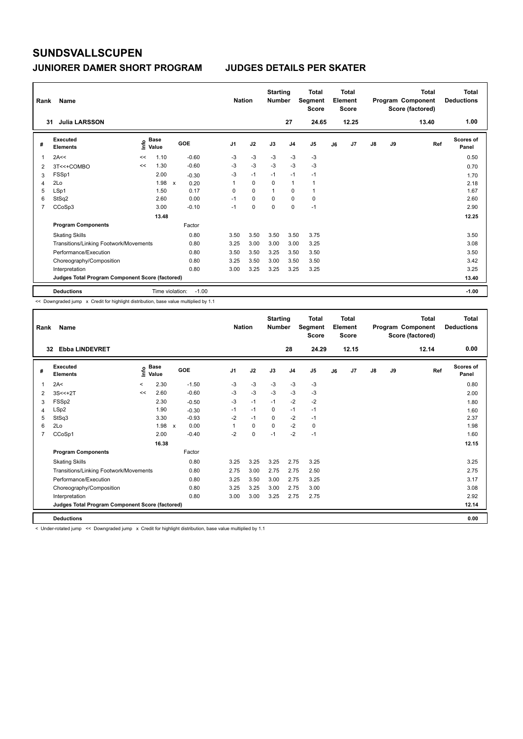# SUNDSVALLSCUPEN

## JUNIORER DAMER SHORT PROGRAM — JUDGES DETAILS PER SKATER

| Rank | Name | Nation | Starting Number | Total Segment Score | Total Element Score | Total Program Component Score (factored) | Total Deductions |
|---|---|---|---|---|---|---|---|
| 31 | Julia LARSSON | | 27 | 24.65 | 12.25 | 13.40 | 1.00 |

| # | Executed Elements | Info | Base Value | | GOE | J1 | J2 | J3 | J4 | J5 | J6 | J7 | J8 | J9 | Ref | Scores of Panel |
|---|---|---|---|---|---|---|---|---|---|---|---|---|---|---|---|---|
| 1 | 2A<< | << | 1.10 | | -0.60 | -3 | -3 | -3 | -3 | -3 | | | | | | 0.50 |
| 2 | 3T<<+COMBO | << | 1.30 | | -0.60 | -3 | -3 | -3 | -3 | -3 | | | | | | 0.70 |
| 3 | FSSp1 | | 2.00 | | -0.30 | -3 | -1 | -1 | -1 | -1 | | | | | | 1.70 |
| 4 | 2Lo | | 1.98 | x | 0.20 | 1 | 0 | 0 | 1 | 1 | | | | | | 2.18 |
| 5 | LSp1 | | 1.50 | | 0.17 | 0 | 0 | 1 | 0 | 1 | | | | | | 1.67 |
| 6 | StSq2 | | 2.60 | | 0.00 | -1 | 0 | 0 | 0 | 0 | | | | | | 2.60 |
| 7 | CCoSp3 | | 3.00 | | -0.10 | -1 | 0 | 0 | 0 | -1 | | | | | | 2.90 |
| | | | 13.48 | | | | | | | | | | | | | 12.25 |
| | **Program Components** | | | | Factor | | | | | | | | | | | |
| | Skating Skills | | | | 0.80 | 3.50 | 3.50 | 3.50 | 3.50 | 3.75 | | | | | | 3.50 |
| | Transitions/Linking Footwork/Movements | | | | 0.80 | 3.25 | 3.00 | 3.00 | 3.00 | 3.25 | | | | | | 3.08 |
| | Performance/Execution | | | | 0.80 | 3.50 | 3.50 | 3.25 | 3.50 | 3.50 | | | | | | 3.50 |
| | Choreography/Composition | | | | 0.80 | 3.25 | 3.50 | 3.00 | 3.50 | 3.50 | | | | | | 3.42 |
| | Interpretation | | | | 0.80 | 3.00 | 3.25 | 3.25 | 3.25 | 3.25 | | | | | | 3.25 |
| | **Judges Total Program Component Score (factored)** | | | | | | | | | | | | | | | 13.40 |
| | **Deductions** | | Time violation: | | -1.00 | | | | | | | | | | | -1.00 |

<< Downgraded jump x Credit for highlight distribution, base value multiplied by 1.1

| Rank | Name | Nation | Starting Number | Total Segment Score | Total Element Score | Total Program Component Score (factored) | Total Deductions |
|---|---|---|---|---|---|---|---|
| 32 | Ebba LINDEVRET | | 28 | 24.29 | 12.15 | 12.14 | 0.00 |

| # | Executed Elements | Info | Base Value | | GOE | J1 | J2 | J3 | J4 | J5 | J6 | J7 | J8 | J9 | Ref | Scores of Panel |
|---|---|---|---|---|---|---|---|---|---|---|---|---|---|---|---|---|
| 1 | 2A< | < | 2.30 | | -1.50 | -3 | -3 | -3 | -3 | -3 | | | | | | 0.80 |
| 2 | 3S<<+2T | << | 2.60 | | -0.60 | -3 | -3 | -3 | -3 | -3 | | | | | | 2.00 |
| 3 | FSSp2 | | 2.30 | | -0.50 | -3 | -1 | -1 | -2 | -2 | | | | | | 1.80 |
| 4 | LSp2 | | 1.90 | | -0.30 | -1 | -1 | 0 | -1 | -1 | | | | | | 1.60 |
| 5 | StSq3 | | 3.30 | | -0.93 | -2 | -1 | 0 | -2 | -1 | | | | | | 2.37 |
| 6 | 2Lo | | 1.98 | x | 0.00 | 1 | 0 | 0 | -2 | 0 | | | | | | 1.98 |
| 7 | CCoSp1 | | 2.00 | | -0.40 | -2 | 0 | -1 | -2 | -1 | | | | | | 1.60 |
| | | | 16.38 | | | | | | | | | | | | | 12.15 |
| | **Program Components** | | | | Factor | | | | | | | | | | | |
| | Skating Skills | | | | 0.80 | 3.25 | 3.25 | 3.25 | 2.75 | 3.25 | | | | | | 3.25 |
| | Transitions/Linking Footwork/Movements | | | | 0.80 | 2.75 | 3.00 | 2.75 | 2.75 | 2.50 | | | | | | 2.75 |
| | Performance/Execution | | | | 0.80 | 3.25 | 3.50 | 3.00 | 2.75 | 3.25 | | | | | | 3.17 |
| | Choreography/Composition | | | | 0.80 | 3.25 | 3.25 | 3.00 | 2.75 | 3.00 | | | | | | 3.08 |
| | Interpretation | | | | 0.80 | 3.00 | 3.00 | 3.25 | 2.75 | 2.75 | | | | | | 2.92 |
| | **Judges Total Program Component Score (factored)** | | | | | | | | | | | | | | | 12.14 |
| | **Deductions** | | | | | | | | | | | | | | | 0.00 |

< Under-rotated jump << Downgraded jump x Credit for highlight distribution, base value multiplied by 1.1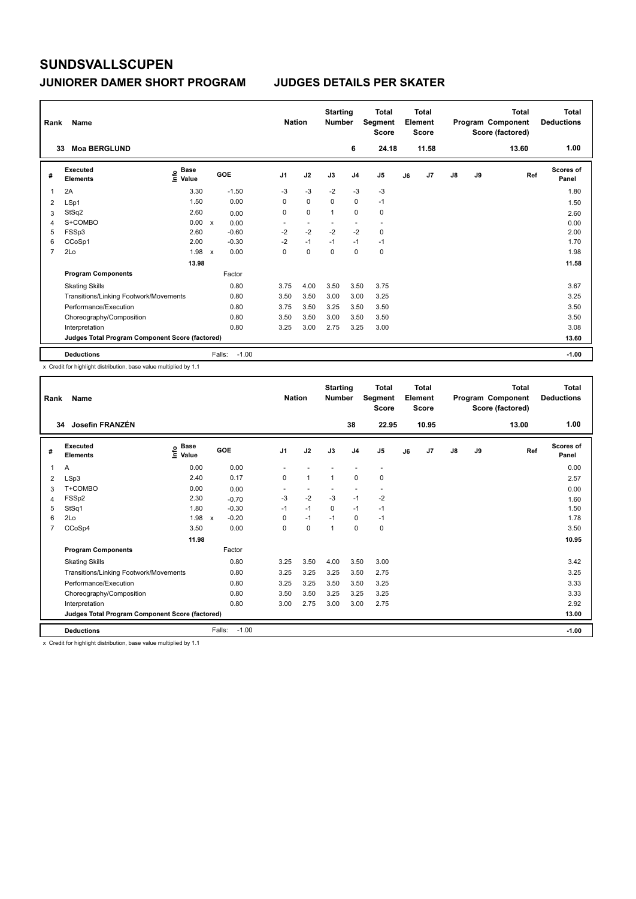# SUNDSVALLSCUPEN

## JUNIORER DAMER SHORT PROGRAM — JUDGES DETAILS PER SKATER

| Rank | Name | Nation | Starting Number | Total Segment Score | Total Element Score | Total Program Component Score (factored) | Total Deductions |
|---|---|---|---|---|---|---|---|
| 33 | Moa BERGLUND | | 6 | 24.18 | 11.58 | 13.60 | 1.00 |

| # | Executed Elements | Info | Base Value | | GOE | J1 | J2 | J3 | J4 | J5 | J6 | J7 | J8 | J9 | Ref | Scores of Panel |
|---|---|---|---|---|---|---|---|---|---|---|---|---|---|---|---|---|
| 1 | 2A | | 3.30 | | -1.50 | -3 | -3 | -2 | -3 | -3 | | | | | | 1.80 |
| 2 | LSp1 | | 1.50 | | 0.00 | 0 | 0 | 0 | 0 | -1 | | | | | | 1.50 |
| 3 | StSq2 | | 2.60 | | 0.00 | 0 | 0 | 1 | 0 | 0 | | | | | | 2.60 |
| 4 | S+COMBO | | 0.00 | x | 0.00 | - | - | - | - | - | | | | | | 0.00 |
| 5 | FSSp3 | | 2.60 | | -0.60 | -2 | -2 | -2 | -2 | 0 | | | | | | 2.00 |
| 6 | CCoSp1 | | 2.00 | | -0.30 | -2 | -1 | -1 | -1 | -1 | | | | | | 1.70 |
| 7 | 2Lo | | 1.98 | x | 0.00 | 0 | 0 | 0 | 0 | 0 | | | | | | 1.98 |
| | | | 13.98 | | | | | | | | | | | | | 11.58 |
| | **Program Components** | | | | Factor | | | | | | | | | | | |
| | Skating Skills | | | | 0.80 | 3.75 | 4.00 | 3.50 | 3.50 | 3.75 | | | | | | 3.67 |
| | Transitions/Linking Footwork/Movements | | | | 0.80 | 3.50 | 3.50 | 3.00 | 3.00 | 3.25 | | | | | | 3.25 |
| | Performance/Execution | | | | 0.80 | 3.75 | 3.50 | 3.25 | 3.50 | 3.50 | | | | | | 3.50 |
| | Choreography/Composition | | | | 0.80 | 3.50 | 3.50 | 3.00 | 3.50 | 3.50 | | | | | | 3.50 |
| | Interpretation | | | | 0.80 | 3.25 | 3.00 | 2.75 | 3.25 | 3.00 | | | | | | 3.08 |
| | **Judges Total Program Component Score (factored)** | | | | | | | | | | | | | | | 13.60 |
| | **Deductions** | | | | Falls: -1.00 | | | | | | | | | | | -1.00 |

x Credit for highlight distribution, base value multiplied by 1.1

| Rank | Name | Nation | Starting Number | Total Segment Score | Total Element Score | Total Program Component Score (factored) | Total Deductions |
|---|---|---|---|---|---|---|---|
| 34 | Josefin FRANZÉN | | 38 | 22.95 | 10.95 | 13.00 | 1.00 |

| # | Executed Elements | Info | Base Value | | GOE | J1 | J2 | J3 | J4 | J5 | J6 | J7 | J8 | J9 | Ref | Scores of Panel |
|---|---|---|---|---|---|---|---|---|---|---|---|---|---|---|---|---|
| 1 | A | | 0.00 | | 0.00 | - | - | - | - | - | | | | | | 0.00 |
| 2 | LSp3 | | 2.40 | | 0.17 | 0 | 1 | 1 | 0 | 0 | | | | | | 2.57 |
| 3 | T+COMBO | | 0.00 | | 0.00 | - | - | - | - | - | | | | | | 0.00 |
| 4 | FSSp2 | | 2.30 | | -0.70 | -3 | -2 | -3 | -1 | -2 | | | | | | 1.60 |
| 5 | StSq1 | | 1.80 | | -0.30 | -1 | -1 | 0 | -1 | -1 | | | | | | 1.50 |
| 6 | 2Lo | | 1.98 | x | -0.20 | 0 | -1 | -1 | 0 | -1 | | | | | | 1.78 |
| 7 | CCoSp4 | | 3.50 | | 0.00 | 0 | 0 | 1 | 0 | 0 | | | | | | 3.50 |
| | | | 11.98 | | | | | | | | | | | | | 10.95 |
| | **Program Components** | | | | Factor | | | | | | | | | | | |
| | Skating Skills | | | | 0.80 | 3.25 | 3.50 | 4.00 | 3.50 | 3.00 | | | | | | 3.42 |
| | Transitions/Linking Footwork/Movements | | | | 0.80 | 3.25 | 3.25 | 3.25 | 3.50 | 2.75 | | | | | | 3.25 |
| | Performance/Execution | | | | 0.80 | 3.25 | 3.25 | 3.50 | 3.50 | 3.25 | | | | | | 3.33 |
| | Choreography/Composition | | | | 0.80 | 3.50 | 3.50 | 3.25 | 3.25 | 3.25 | | | | | | 3.33 |
| | Interpretation | | | | 0.80 | 3.00 | 2.75 | 3.00 | 3.00 | 2.75 | | | | | | 2.92 |
| | **Judges Total Program Component Score (factored)** | | | | | | | | | | | | | | | 13.00 |
| | **Deductions** | | | | Falls: -1.00 | | | | | | | | | | | -1.00 |

x Credit for highlight distribution, base value multiplied by 1.1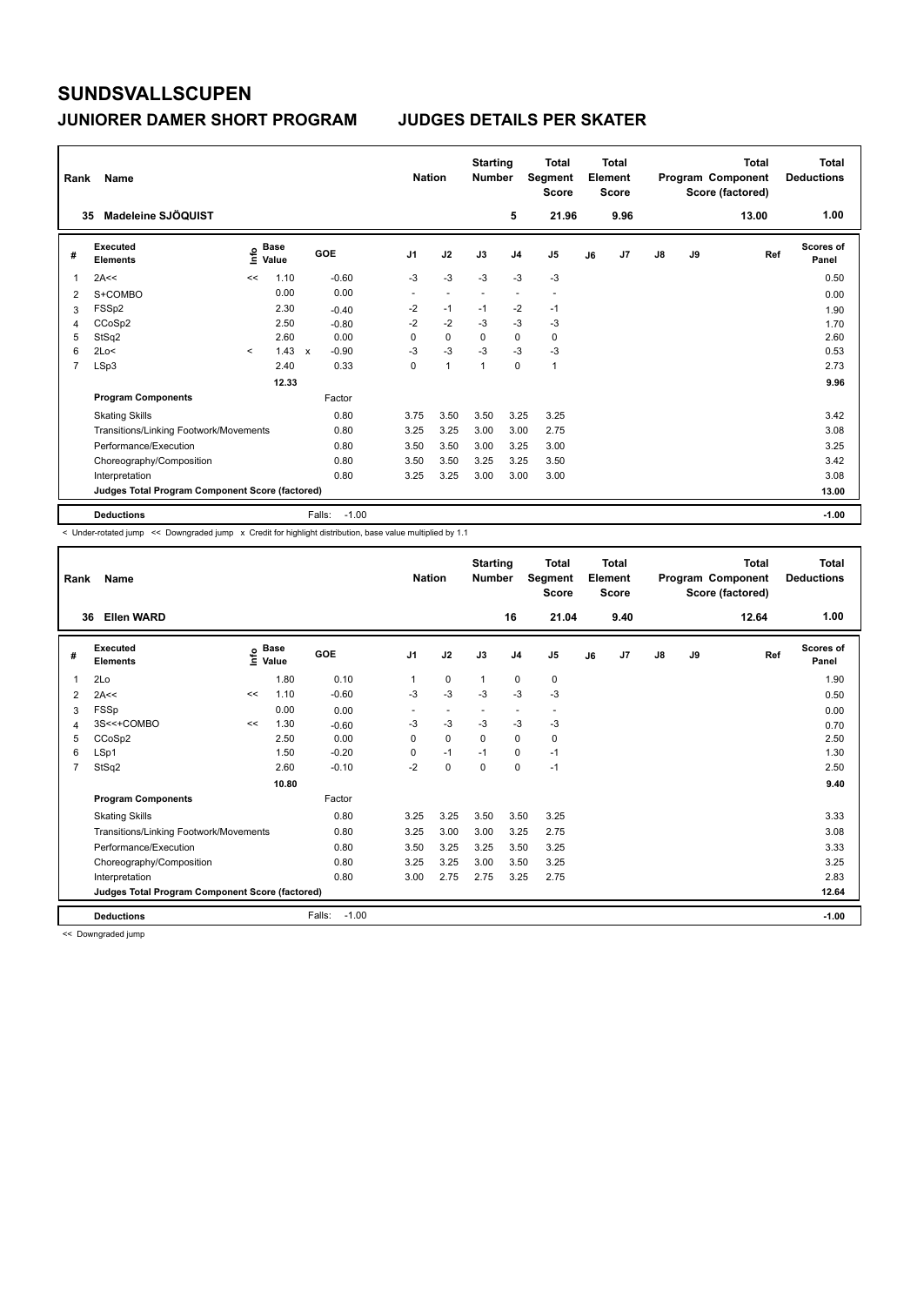# SUNDSVALLSCUPEN

## JUNIORER DAMER SHORT PROGRAM JUDGES DETAILS PER SKATER

| Rank | Name | Nation | Starting Number | Total Segment Score | Total Element Score | Total Program Component Score (factored) | Total Deductions |
|---|---|---|---|---|---|---|---|
| 35 | Madeleine SJÖQUIST | | 5 | 21.96 | 9.96 | 13.00 | 1.00 |

| # | Executed Elements | Info | Base Value | | GOE | J1 | J2 | J3 | J4 | J5 | J6 | J7 | J8 | J9 | Ref | Scores of Panel |
|---|---|---|---|---|---|---|---|---|---|---|---|---|---|---|---|---|
| 1 | 2A<< | << | 1.10 | | -0.60 | -3 | -3 | -3 | -3 | -3 | | | | | | 0.50 |
| 2 | S+COMBO | | 0.00 | | 0.00 | - | - | - | - | - | | | | | | 0.00 |
| 3 | FSSp2 | | 2.30 | | -0.40 | -2 | -1 | -1 | -2 | -1 | | | | | | 1.90 |
| 4 | CCoSp2 | | 2.50 | | -0.80 | -2 | -2 | -3 | -3 | -3 | | | | | | 1.70 |
| 5 | StSq2 | | 2.60 | | 0.00 | 0 | 0 | 0 | 0 | 0 | | | | | | 2.60 |
| 6 | 2Lo< | < | 1.43 | x | -0.90 | -3 | -3 | -3 | -3 | -3 | | | | | | 0.53 |
| 7 | LSp3 | | 2.40 | | 0.33 | 0 | 1 | 1 | 0 | 1 | | | | | | 2.73 |
| | | | 12.33 | | | | | | | | | | | | | 9.96 |
| | Program Components | | | | Factor | | | | | | | | | | | |
| | Skating Skills | | | | 0.80 | 3.75 | 3.50 | 3.50 | 3.25 | 3.25 | | | | | | 3.42 |
| | Transitions/Linking Footwork/Movements | | | | 0.80 | 3.25 | 3.25 | 3.00 | 3.00 | 2.75 | | | | | | 3.08 |
| | Performance/Execution | | | | 0.80 | 3.50 | 3.50 | 3.00 | 3.25 | 3.00 | | | | | | 3.25 |
| | Choreography/Composition | | | | 0.80 | 3.50 | 3.50 | 3.25 | 3.25 | 3.50 | | | | | | 3.42 |
| | Interpretation | | | | 0.80 | 3.25 | 3.25 | 3.00 | 3.00 | 3.00 | | | | | | 3.08 |
| | Judges Total Program Component Score (factored) | | | | | | | | | | | | | | | 13.00 |
| | Deductions | | | | Falls: -1.00 | | | | | | | | | | | -1.00 |

< Under-rotated jump << Downgraded jump x Credit for highlight distribution, base value multiplied by 1.1

| Rank | Name | Nation | Starting Number | Total Segment Score | Total Element Score | Total Program Component Score (factored) | Total Deductions |
|---|---|---|---|---|---|---|---|
| 36 | Ellen WARD | | 16 | 21.04 | 9.40 | 12.64 | 1.00 |

| # | Executed Elements | Info | Base Value | GOE | J1 | J2 | J3 | J4 | J5 | J6 | J7 | J8 | J9 | Ref | Scores of Panel |
|---|---|---|---|---|---|---|---|---|---|---|---|---|---|---|---|
| 1 | 2Lo | | 1.80 | 0.10 | 1 | 0 | 1 | 0 | 0 | | | | | | 1.90 |
| 2 | 2A<< | << | 1.10 | -0.60 | -3 | -3 | -3 | -3 | -3 | | | | | | 0.50 |
| 3 | FSSp | | 0.00 | 0.00 | - | - | - | - | - | | | | | | 0.00 |
| 4 | 3S<<+COMBO | << | 1.30 | -0.60 | -3 | -3 | -3 | -3 | -3 | | | | | | 0.70 |
| 5 | CCoSp2 | | 2.50 | 0.00 | 0 | 0 | 0 | 0 | 0 | | | | | | 2.50 |
| 6 | LSp1 | | 1.50 | -0.20 | 0 | -1 | -1 | 0 | -1 | | | | | | 1.30 |
| 7 | StSq2 | | 2.60 | -0.10 | -2 | 0 | 0 | 0 | -1 | | | | | | 2.50 |
| | | | 10.80 | | | | | | | | | | | | 9.40 |
| | Program Components | | | Factor | | | | | | | | | | | |
| | Skating Skills | | | 0.80 | 3.25 | 3.25 | 3.50 | 3.50 | 3.25 | | | | | | 3.33 |
| | Transitions/Linking Footwork/Movements | | | 0.80 | 3.25 | 3.00 | 3.00 | 3.25 | 2.75 | | | | | | 3.08 |
| | Performance/Execution | | | 0.80 | 3.50 | 3.25 | 3.25 | 3.50 | 3.25 | | | | | | 3.33 |
| | Choreography/Composition | | | 0.80 | 3.25 | 3.25 | 3.00 | 3.50 | 3.25 | | | | | | 3.25 |
| | Interpretation | | | 0.80 | 3.00 | 2.75 | 2.75 | 3.25 | 2.75 | | | | | | 2.83 |
| | Judges Total Program Component Score (factored) | | | | | | | | | | | | | | 12.64 |
| | Deductions | | | Falls: -1.00 | | | | | | | | | | | -1.00 |

<< Downgraded jump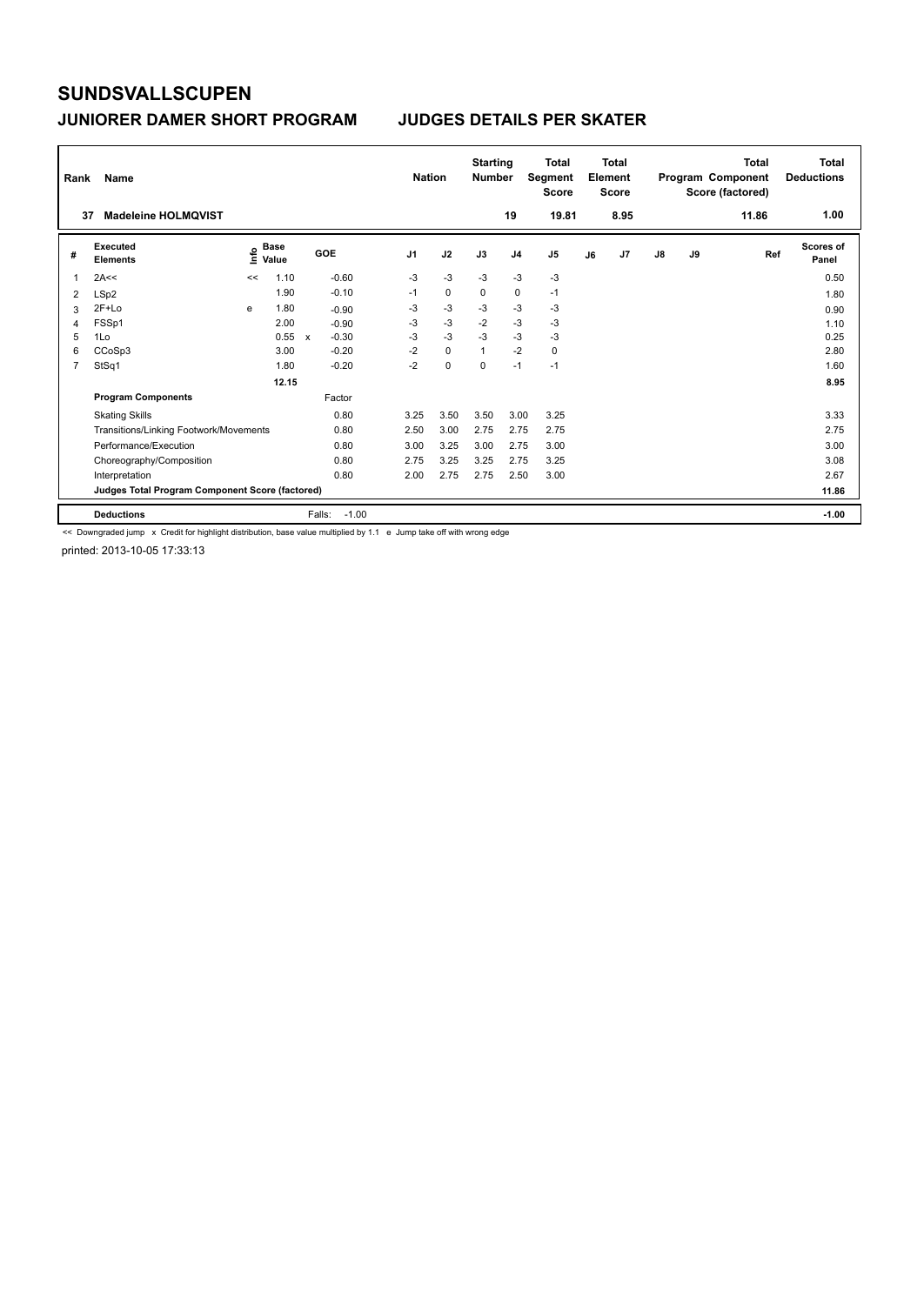# SUNDSVALLSCUPEN

## JUNIORER DAMER SHORT PROGRAM JUDGES DETAILS PER SKATER

| Rank | Name | Nation | Starting Number | Total Segment Score | Total Element Score | Total Program Component Score (factored) | Total Deductions |
|---|---|---|---|---|---|---|---|
| 37 | Madeleine HOLMQVIST | | 19 | 19.81 | 8.95 | 11.86 | 1.00 |

| # | Executed Elements | Info | Base Value | | GOE | J1 | J2 | J3 | J4 | J5 | J6 | J7 | J8 | J9 | Ref | Scores of Panel |
|---|---|---|---|---|---|---|---|---|---|---|---|---|---|---|---|---|
| 1 | 2A<< | << | 1.10 | | -0.60 | -3 | -3 | -3 | -3 | -3 | | | | | | 0.50 |
| 2 | LSp2 | | 1.90 | | -0.10 | -1 | 0 | 0 | 0 | -1 | | | | | | 1.80 |
| 3 | 2F+Lo | e | 1.80 | | -0.90 | -3 | -3 | -3 | -3 | -3 | | | | | | 0.90 |
| 4 | FSSp1 | | 2.00 | | -0.90 | -3 | -3 | -2 | -3 | -3 | | | | | | 1.10 |
| 5 | 1Lo | | 0.55 | x | -0.30 | -3 | -3 | -3 | -3 | -3 | | | | | | 0.25 |
| 6 | CCoSp3 | | 3.00 | | -0.20 | -2 | 0 | 1 | -2 | 0 | | | | | | 2.80 |
| 7 | StSq1 | | 1.80 | | -0.20 | -2 | 0 | 0 | -1 | -1 | | | | | | 1.60 |
| | | | 12.15 | | | | | | | | | | | | | 8.95 |
| | **Program Components** | | | | Factor | | | | | | | | | | | |
| | Skating Skills | | | | 0.80 | 3.25 | 3.50 | 3.50 | 3.00 | 3.25 | | | | | | 3.33 |
| | Transitions/Linking Footwork/Movements | | | | 0.80 | 2.50 | 3.00 | 2.75 | 2.75 | 2.75 | | | | | | 2.75 |
| | Performance/Execution | | | | 0.80 | 3.00 | 3.25 | 3.00 | 2.75 | 3.00 | | | | | | 3.00 |
| | Choreography/Composition | | | | 0.80 | 2.75 | 3.25 | 3.25 | 2.75 | 3.25 | | | | | | 3.08 |
| | Interpretation | | | | 0.80 | 2.00 | 2.75 | 2.75 | 2.50 | 3.00 | | | | | | 2.67 |
| | **Judges Total Program Component Score (factored)** | | | | | | | | | | | | | | | 11.86 |
| | **Deductions** | | | | Falls: -1.00 | | | | | | | | | | | -1.00 |

<< Downgraded jump x Credit for highlight distribution, base value multiplied by 1.1 e Jump take off with wrong edge

printed: 2013-10-05 17:33:13